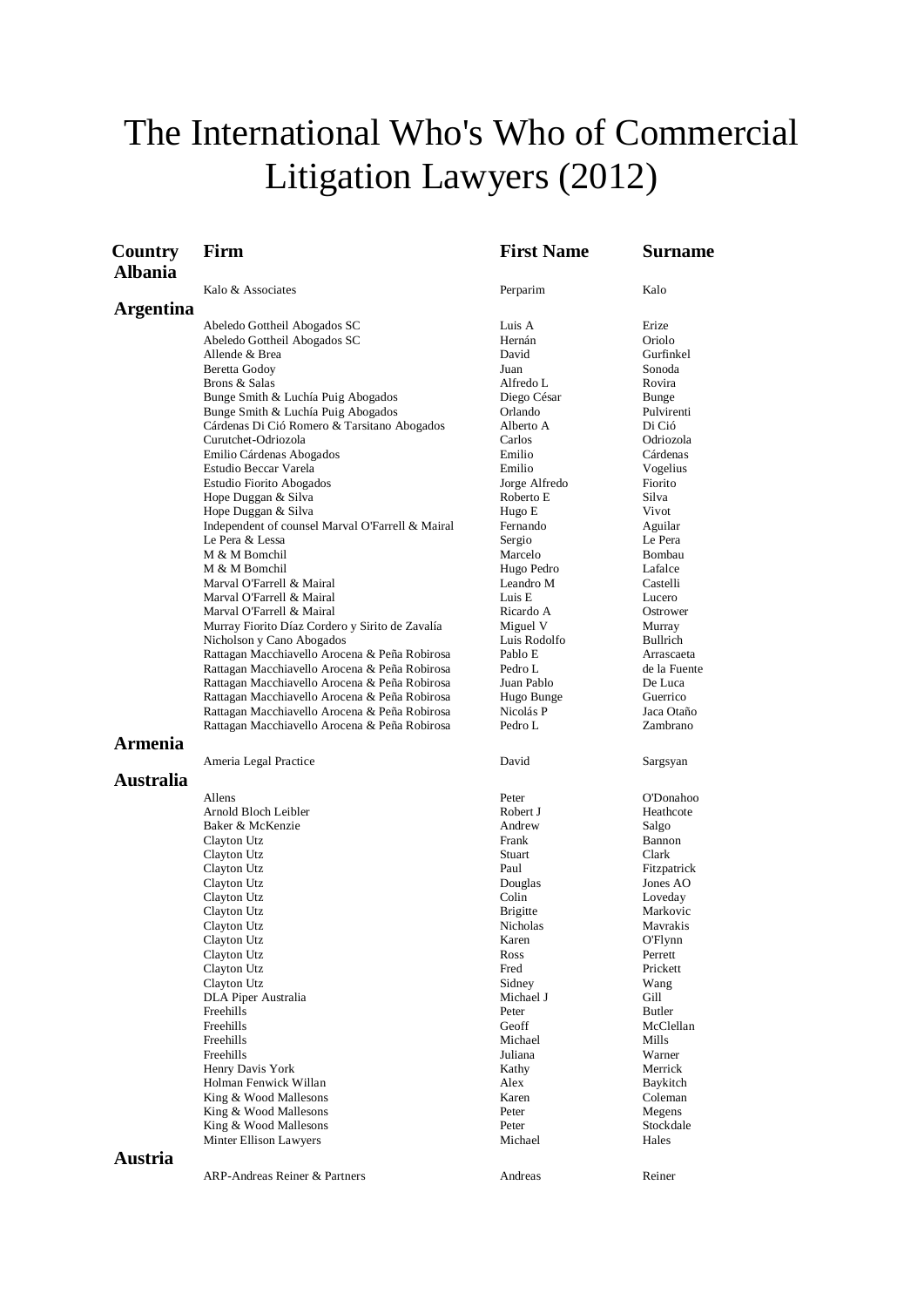# The International Who's Who of Commercial Litigation Lawyers (2012)

| Country | Firm | First Name | Surname |
| --- | --- | --- | --- |
| **Albania** | | | |
| | Kalo & Associates | Perparim | Kalo |
| **Argentina** | | | |
| | Abeledo Gottheil Abogados SC | Luis A | Erize |
| | Abeledo Gottheil Abogados SC | Hernán | Oriolo |
| | Allende & Brea | David | Gurfinkel |
| | Beretta Godoy | Juan | Sonoda |
| | Brons & Salas | Alfredo L | Rovira |
| | Bunge Smith & Luchía Puig Abogados | Diego César | Bunge |
| | Bunge Smith & Luchía Puig Abogados | Orlando | Pulvirenti |
| | Cárdenas Di Ció Romero & Tarsitano Abogados | Alberto A | Di Ció |
| | Curutchet-Odriozola | Carlos | Odriozola |
| | Emilio Cárdenas Abogados | Emilio | Cárdenas |
| | Estudio Beccar Varela | Emilio | Vogelius |
| | Estudio Fiorito Abogados | Jorge Alfredo | Fiorito |
| | Hope Duggan & Silva | Roberto E | Silva |
| | Hope Duggan & Silva | Hugo E | Vivot |
| | Independent of counsel Marval O'Farrell & Mairal | Fernando | Aguilar |
| | Le Pera & Lessa | Sergio | Le Pera |
| | M & M Bomchil | Marcelo | Bombau |
| | M & M Bomchil | Hugo Pedro | Lafalce |
| | Marval O'Farrell & Mairal | Leandro M | Castelli |
| | Marval O'Farrell & Mairal | Luis E | Lucero |
| | Marval O'Farrell & Mairal | Ricardo A | Ostrower |
| | Murray Fiorito Díaz Cordero y Sirito de Zavalía | Miguel V | Murray |
| | Nicholson y Cano Abogados | Luis Rodolfo | Bullrich |
| | Rattagan Macchiavello Arocena & Peña Robirosa | Pablo E | Arrascaeta |
| | Rattagan Macchiavello Arocena & Peña Robirosa | Pedro L | de la Fuente |
| | Rattagan Macchiavello Arocena & Peña Robirosa | Juan Pablo | De Luca |
| | Rattagan Macchiavello Arocena & Peña Robirosa | Hugo Bunge | Guerrico |
| | Rattagan Macchiavello Arocena & Peña Robirosa | Nicolás P | Jaca Otaño |
| | Rattagan Macchiavello Arocena & Peña Robirosa | Pedro L | Zambrano |
| **Armenia** | | | |
| | Ameria Legal Practice | David | Sargsyan |
| **Australia** | | | |
| | Allens | Peter | O'Donahoo |
| | Arnold Bloch Leibler | Robert J | Heathcote |
| | Baker & McKenzie | Andrew | Salgo |
| | Clayton Utz | Frank | Bannon |
| | Clayton Utz | Stuart | Clark |
| | Clayton Utz | Paul | Fitzpatrick |
| | Clayton Utz | Douglas | Jones AO |
| | Clayton Utz | Colin | Loveday |
| | Clayton Utz | Brigitte | Markovic |
| | Clayton Utz | Nicholas | Mavrakis |
| | Clayton Utz | Karen | O'Flynn |
| | Clayton Utz | Ross | Perrett |
| | Clayton Utz | Fred | Prickett |
| | Clayton Utz | Sidney | Wang |
| | DLA Piper Australia | Michael J | Gill |
| | Freehills | Peter | Butler |
| | Freehills | Geoff | McClellan |
| | Freehills | Michael | Mills |
| | Freehills | Juliana | Warner |
| | Henry Davis York | Kathy | Merrick |
| | Holman Fenwick Willan | Alex | Baykitch |
| | King & Wood Mallesons | Karen | Coleman |
| | King & Wood Mallesons | Peter | Megens |
| | King & Wood Mallesons | Peter | Stockdale |
| | Minter Ellison Lawyers | Michael | Hales |
| **Austria** | | | |
| | ARP-Andreas Reiner & Partners | Andreas | Reiner |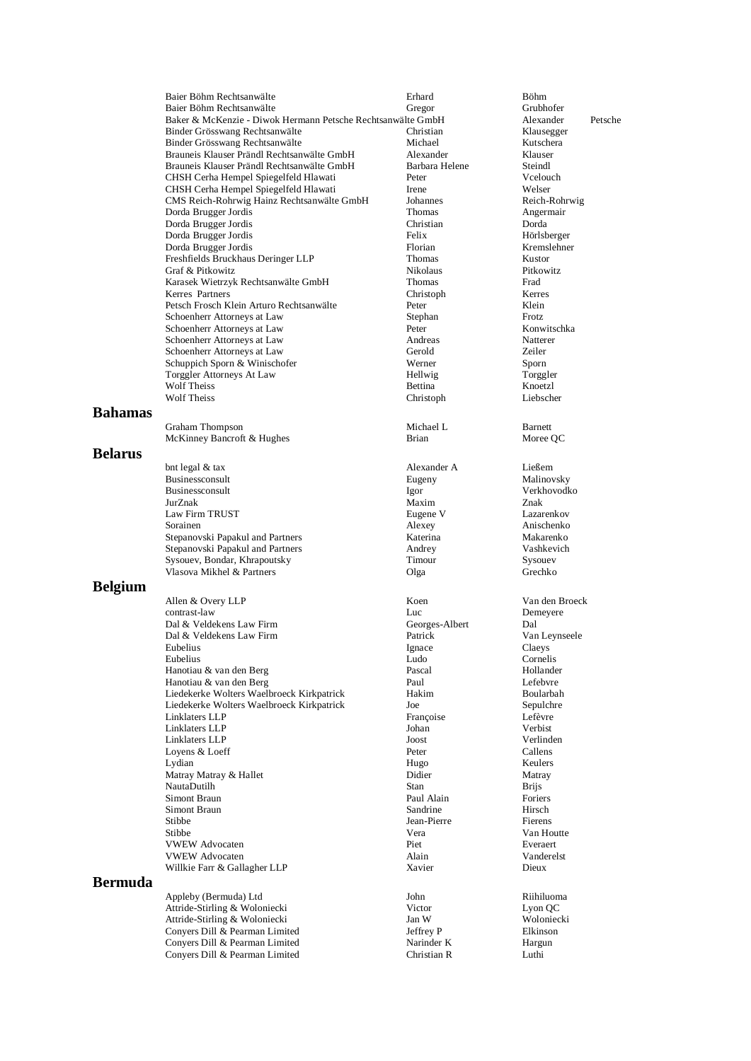| | | | |
|---|---|---|---|
| Baier Böhm Rechtsanwälte | Erhard | Böhm | |
| Baier Böhm Rechtsanwälte | Gregor | Grubhofer | |
| Baker & McKenzie - Diwok Hermann Petsche Rechtsanwälte GmbH | | Alexander | Petsche |
| Binder Grösswang Rechtsanwälte | Christian | Klausegger | |
| Binder Grösswang Rechtsanwälte | Michael | Kutschera | |
| Brauneis Klauser Prändl Rechtsanwälte GmbH | Alexander | Klauser | |
| Brauneis Klauser Prändl Rechtsanwälte GmbH | Barbara Helene | Steindl | |
| CHSH Cerha Hempel Spiegelfeld Hlawati | Peter | Vcelouch | |
| CHSH Cerha Hempel Spiegelfeld Hlawati | Irene | Welser | |
| CMS Reich-Rohrwig Hainz Rechtsanwälte GmbH | Johannes | Reich-Rohrwig | |
| Dorda Brugger Jordis | Thomas | Angermair | |
| Dorda Brugger Jordis | Christian | Dorda | |
| Dorda Brugger Jordis | Felix | Hörlsberger | |
| Dorda Brugger Jordis | Florian | Kremslehner | |
| Freshfields Bruckhaus Deringer LLP | Thomas | Kustor | |
| Graf & Pitkowitz | Nikolaus | Pitkowitz | |
| Karasek Wietrzyk Rechtsanwälte GmbH | Thomas | Frad | |
| Kerres Partners | Christoph | Kerres | |
| Petsch Frosch Klein Arturo Rechtsanwälte | Peter | Klein | |
| Schoenherr Attorneys at Law | Stephan | Frotz | |
| Schoenherr Attorneys at Law | Peter | Konwitschka | |
| Schoenherr Attorneys at Law | Andreas | Natterer | |
| Schoenherr Attorneys at Law | Gerold | Zeiler | |
| Schuppich Sporn & Winischofer | Werner | Sporn | |
| Torggler Attorneys At Law | Hellwig | Torggler | |
| Wolf Theiss | Bettina | Knoetzl | |
| Wolf Theiss | Christoph | Liebscher | |

## Bahamas

| | | |
|---|---|---|
| Graham Thompson | Michael L | Barnett |
| McKinney Bancroft & Hughes | Brian | Moree QC |

## Belarus

| | | |
|---|---|---|
| bnt legal & tax | Alexander A | Ließem |
| Businessconsult | Eugeny | Malinovsky |
| Businessconsult | Igor | Verkhovodko |
| JurZnak | Maxim | Znak |
| Law Firm TRUST | Eugene V | Lazarenkov |
| Sorainen | Alexey | Anischenko |
| Stepanovski Papakul and Partners | Katerina | Makarenko |
| Stepanovski Papakul and Partners | Andrey | Vashkevich |
| Sysouev, Bondar, Khrapoutsky | Timour | Sysouev |
| Vlasova Mikhel & Partners | Olga | Grechko |

## Belgium

| | | |
|---|---|---|
| Allen & Overy LLP | Koen | Van den Broeck |
| contrast-law | Luc | Demeyere |
| Dal & Veldekens Law Firm | Georges-Albert | Dal |
| Dal & Veldekens Law Firm | Patrick | Van Leynseele |
| Eubelius | Ignace | Claeys |
| Eubelius | Ludo | Cornelis |
| Hanotiau & van den Berg | Pascal | Hollander |
| Hanotiau & van den Berg | Paul | Lefebvre |
| Liedekerke Wolters Waelbroeck Kirkpatrick | Hakim | Boularbah |
| Liedekerke Wolters Waelbroeck Kirkpatrick | Joe | Sepulchre |
| Linklaters LLP | Françoise | Lefèvre |
| Linklaters LLP | Johan | Verbist |
| Linklaters LLP | Joost | Verlinden |
| Loyens & Loeff | Peter | Callens |
| Lydian | Hugo | Keulers |
| Matray Matray & Hallet | Didier | Matray |
| NautaDutilh | Stan | Brijs |
| Simont Braun | Paul Alain | Foriers |
| Simont Braun | Sandrine | Hirsch |
| Stibbe | Jean-Pierre | Fierens |
| Stibbe | Vera | Van Houtte |
| VWEW Advocaten | Piet | Everaert |
| VWEW Advocaten | Alain | Vanderelst |
| Willkie Farr & Gallagher LLP | Xavier | Dieux |

## Bermuda

| | | |
|---|---|---|
| Appleby (Bermuda) Ltd | John | Riihiluoma |
| Attride-Stirling & Woloniecki | Victor | Lyon QC |
| Attride-Stirling & Woloniecki | Jan W | Woloniecki |
| Conyers Dill & Pearman Limited | Jeffrey P | Elkinson |
| Conyers Dill & Pearman Limited | Narinder K | Hargun |
| Conyers Dill & Pearman Limited | Christian R | Luthi |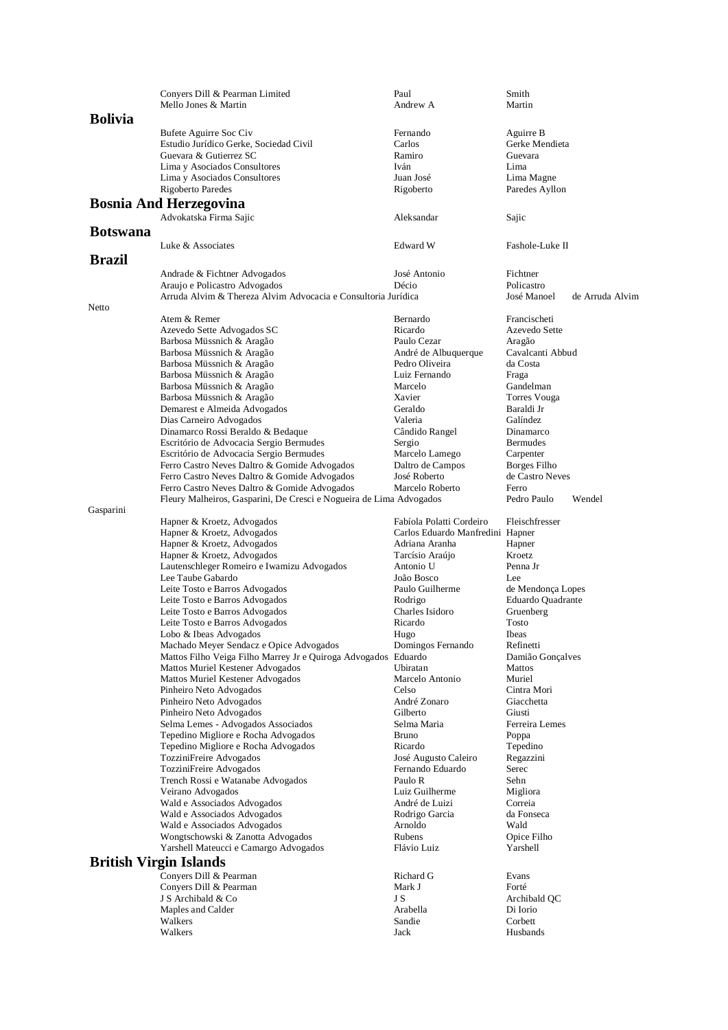| Firm | First Name | Last Name |
|---|---|---|
| Conyers Dill & Pearman Limited | Paul | Smith |
| Mello Jones & Martin | Andrew A | Martin |

## Bolivia

| Firm | First Name | Last Name |
|---|---|---|
| Bufete Aguirre Soc Civ | Fernando | Aguirre B |
| Estudio Jurídico Gerke, Sociedad Civil | Carlos | Gerke Mendieta |
| Guevara & Gutierrez SC | Ramiro | Guevara |
| Lima y Asociados Consultores | Iván | Lima |
| Lima y Asociados Consultores | Juan José | Lima Magne |
| Rigoberto Paredes | Rigoberto | Paredes Ayllon |

## Bosnia And Herzegovina

| Firm | First Name | Last Name |
|---|---|---|
| Advokatska Firma Sajic | Aleksandar | Sajic |

## Botswana

| Firm | First Name | Last Name |
|---|---|---|
| Luke & Associates | Edward W | Fashole-Luke II |

## Brazil

| Firm | First Name | Last Name |
|---|---|---|
| Andrade & Fichtner Advogados | José Antonio | Fichtner |
| Araujo e Policastro Advogados | Décio | Policastro |
| Arruda Alvim & Thereza Alvim Advocacia e Consultoria Jurídica | José Manoel | de Arruda Alvim Netto |
| Atem & Remer | Bernardo | Francischeti |
| Azevedo Sette Advogados SC | Ricardo | Azevedo Sette |
| Barbosa Müssnich & Aragão | Paulo Cezar | Aragão |
| Barbosa Müssnich & Aragão | André de Albuquerque | Cavalcanti Abbud |
| Barbosa Müssnich & Aragão | Pedro Oliveira | da Costa |
| Barbosa Müssnich & Aragão | Luiz Fernando | Fraga |
| Barbosa Müssnich & Aragão | Marcelo | Gandelman |
| Barbosa Müssnich & Aragão | Xavier | Torres Vouga |
| Demarest e Almeida Advogados | Geraldo | Baraldi Jr |
| Dias Carneiro Advogados | Valeria | Galíndez |
| Dinamarco Rossi Beraldo & Bedaque | Cândido Rangel | Dinamarco |
| Escritório de Advocacia Sergio Bermudes | Sergio | Bermudes |
| Escritório de Advocacia Sergio Bermudes | Marcelo Lamego | Carpenter |
| Ferro Castro Neves Daltro & Gomide Advogados | Daltro de Campos | Borges Filho |
| Ferro Castro Neves Daltro & Gomide Advogados | José Roberto | de Castro Neves |
| Ferro Castro Neves Daltro & Gomide Advogados | Marcelo Roberto | Ferro |
| Fleury Malheiros, Gasparini, De Cresci e Nogueira de Lima Advogados | Pedro Paulo | Wendel Gasparini |
| Hapner & Kroetz, Advogados | Fabíola Polatti Cordeiro | Fleischfresser |
| Hapner & Kroetz, Advogados | Carlos Eduardo Manfredini | Hapner |
| Hapner & Kroetz, Advogados | Adriana Aranha | Hapner |
| Hapner & Kroetz, Advogados | Tarcísio Araújo | Kroetz |
| Lautenschleger Romeiro e Iwamizu Advogados | Antonio U | Penna Jr |
| Lee Taube Gabardo | João Bosco | Lee |
| Leite Tosto e Barros Advogados | Paulo Guilherme | de Mendonça Lopes |
| Leite Tosto e Barros Advogados | Rodrigo | Eduardo Quadrante |
| Leite Tosto e Barros Advogados | Charles Isidoro | Gruenberg |
| Leite Tosto e Barros Advogados | Ricardo | Tosto |
| Lobo & Ibeas Advogados | Hugo | Ibeas |
| Machado Meyer Sendacz e Opice Advogados | Domingos Fernando | Refinetti |
| Mattos Filho Veiga Filho Marrey Jr e Quiroga Advogados | Eduardo | Damião Gonçalves |
| Mattos Muriel Kestener Advogados | Ubiratan | Mattos |
| Mattos Muriel Kestener Advogados | Marcelo Antonio | Muriel |
| Pinheiro Neto Advogados | Celso | Cintra Mori |
| Pinheiro Neto Advogados | André Zonaro | Giacchetta |
| Pinheiro Neto Advogados | Gilberto | Giusti |
| Selma Lemes - Advogados Associados | Selma Maria | Ferreira Lemes |
| Tepedino Migliore e Rocha Advogados | Bruno | Poppa |
| Tepedino Migliore e Rocha Advogados | Ricardo | Tepedino |
| TozziniFreire Advogados | José Augusto Caleiro | Regazzini |
| TozziniFreire Advogados | Fernando Eduardo | Serec |
| Trench Rossi e Watanabe Advogados | Paulo R | Sehn |
| Veirano Advogados | Luiz Guilherme | Migliora |
| Wald e Associados Advogados | André de Luizi | Correia |
| Wald e Associados Advogados | Rodrigo Garcia | da Fonseca |
| Wald e Associados Advogados | Arnoldo | Wald |
| Wongtschowski & Zanotta Advogados | Rubens | Opice Filho |
| Yarshell Mateucci e Camargo Advogados | Flávio Luiz | Yarshell |

## British Virgin Islands

| Firm | First Name | Last Name |
|---|---|---|
| Conyers Dill & Pearman | Richard G | Evans |
| Conyers Dill & Pearman | Mark J | Forté |
| J S Archibald & Co | J S | Archibald QC |
| Maples and Calder | Arabella | Di Iorio |
| Walkers | Sandie | Corbett |
| Walkers | Jack | Husbands |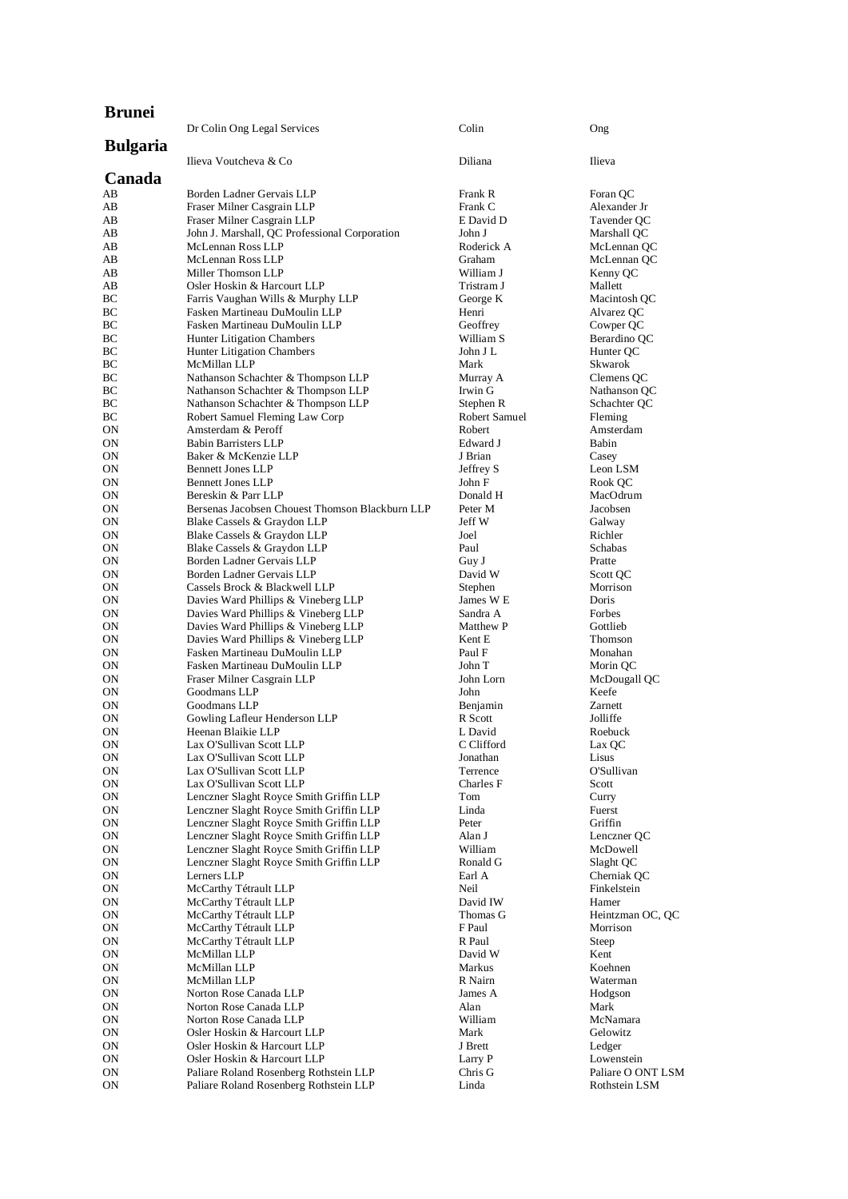## Brunei

| | | | |
|---|---|---|---|
| | Dr Colin Ong Legal Services | Colin | Ong |

## Bulgaria

| | | | |
|---|---|---|---|
| | Ilieva Voutcheva & Co | Diliana | Ilieva |

## Canada

| | | | |
|---|---|---|---|
| AB | Borden Ladner Gervais LLP | Frank R | Foran QC |
| AB | Fraser Milner Casgrain LLP | Frank C | Alexander Jr |
| AB | Fraser Milner Casgrain LLP | E David D | Tavender QC |
| AB | John J. Marshall, QC Professional Corporation | John J | Marshall QC |
| AB | McLennan Ross LLP | Roderick A | McLennan QC |
| AB | McLennan Ross LLP | Graham | McLennan QC |
| AB | Miller Thomson LLP | William J | Kenny QC |
| AB | Osler Hoskin & Harcourt LLP | Tristram J | Mallett |
| BC | Farris Vaughan Wills & Murphy LLP | George K | Macintosh QC |
| BC | Fasken Martineau DuMoulin LLP | Henri | Alvarez QC |
| BC | Fasken Martineau DuMoulin LLP | Geoffrey | Cowper QC |
| BC | Hunter Litigation Chambers | William S | Berardino QC |
| BC | Hunter Litigation Chambers | John J L | Hunter QC |
| BC | McMillan LLP | Mark | Skwarok |
| BC | Nathanson Schachter & Thompson LLP | Murray A | Clemens QC |
| BC | Nathanson Schachter & Thompson LLP | Irwin G | Nathanson QC |
| BC | Nathanson Schachter & Thompson LLP | Stephen R | Schachter QC |
| BC | Robert Samuel Fleming Law Corp | Robert Samuel | Fleming |
| ON | Amsterdam & Peroff | Robert | Amsterdam |
| ON | Babin Barristers LLP | Edward J | Babin |
| ON | Baker & McKenzie LLP | J Brian | Casey |
| ON | Bennett Jones LLP | Jeffrey S | Leon LSM |
| ON | Bennett Jones LLP | John F | Rook QC |
| ON | Bereskin & Parr LLP | Donald H | MacOdrum |
| ON | Bersenas Jacobsen Chouest Thomson Blackburn LLP | Peter M | Jacobsen |
| ON | Blake Cassels & Graydon LLP | Jeff W | Galway |
| ON | Blake Cassels & Graydon LLP | Joel | Richler |
| ON | Blake Cassels & Graydon LLP | Paul | Schabas |
| ON | Borden Ladner Gervais LLP | Guy J | Pratte |
| ON | Borden Ladner Gervais LLP | David W | Scott QC |
| ON | Cassels Brock & Blackwell LLP | Stephen | Morrison |
| ON | Davies Ward Phillips & Vineberg LLP | James W E | Doris |
| ON | Davies Ward Phillips & Vineberg LLP | Sandra A | Forbes |
| ON | Davies Ward Phillips & Vineberg LLP | Matthew P | Gottlieb |
| ON | Davies Ward Phillips & Vineberg LLP | Kent E | Thomson |
| ON | Fasken Martineau DuMoulin LLP | Paul F | Monahan |
| ON | Fasken Martineau DuMoulin LLP | John T | Morin QC |
| ON | Fraser Milner Casgrain LLP | John Lorn | McDougall QC |
| ON | Goodmans LLP | John | Keefe |
| ON | Goodmans LLP | Benjamin | Zarnett |
| ON | Gowling Lafleur Henderson LLP | R Scott | Jolliffe |
| ON | Heenan Blaikie LLP | L David | Roebuck |
| ON | Lax O'Sullivan Scott LLP | C Clifford | Lax QC |
| ON | Lax O'Sullivan Scott LLP | Jonathan | Lisus |
| ON | Lax O'Sullivan Scott LLP | Terrence | O'Sullivan |
| ON | Lax O'Sullivan Scott LLP | Charles F | Scott |
| ON | Lenczner Slaght Royce Smith Griffin LLP | Tom | Curry |
| ON | Lenczner Slaght Royce Smith Griffin LLP | Linda | Fuerst |
| ON | Lenczner Slaght Royce Smith Griffin LLP | Peter | Griffin |
| ON | Lenczner Slaght Royce Smith Griffin LLP | Alan J | Lenczner QC |
| ON | Lenczner Slaght Royce Smith Griffin LLP | William | McDowell |
| ON | Lenczner Slaght Royce Smith Griffin LLP | Ronald G | Slaght QC |
| ON | Lerners LLP | Earl A | Cherniak QC |
| ON | McCarthy Tétrault LLP | Neil | Finkelstein |
| ON | McCarthy Tétrault LLP | David IW | Hamer |
| ON | McCarthy Tétrault LLP | Thomas G | Heintzman OC, QC |
| ON | McCarthy Tétrault LLP | F Paul | Morrison |
| ON | McCarthy Tétrault LLP | R Paul | Steep |
| ON | McMillan LLP | David W | Kent |
| ON | McMillan LLP | Markus | Koehnen |
| ON | McMillan LLP | R Nairn | Waterman |
| ON | Norton Rose Canada LLP | James A | Hodgson |
| ON | Norton Rose Canada LLP | Alan | Mark |
| ON | Norton Rose Canada LLP | William | McNamara |
| ON | Osler Hoskin & Harcourt LLP | Mark | Gelowitz |
| ON | Osler Hoskin & Harcourt LLP | J Brett | Ledger |
| ON | Osler Hoskin & Harcourt LLP | Larry P | Lowenstein |
| ON | Paliare Roland Rosenberg Rothstein LLP | Chris G | Paliare O ONT LSM |
| ON | Paliare Roland Rosenberg Rothstein LLP | Linda | Rothstein LSM |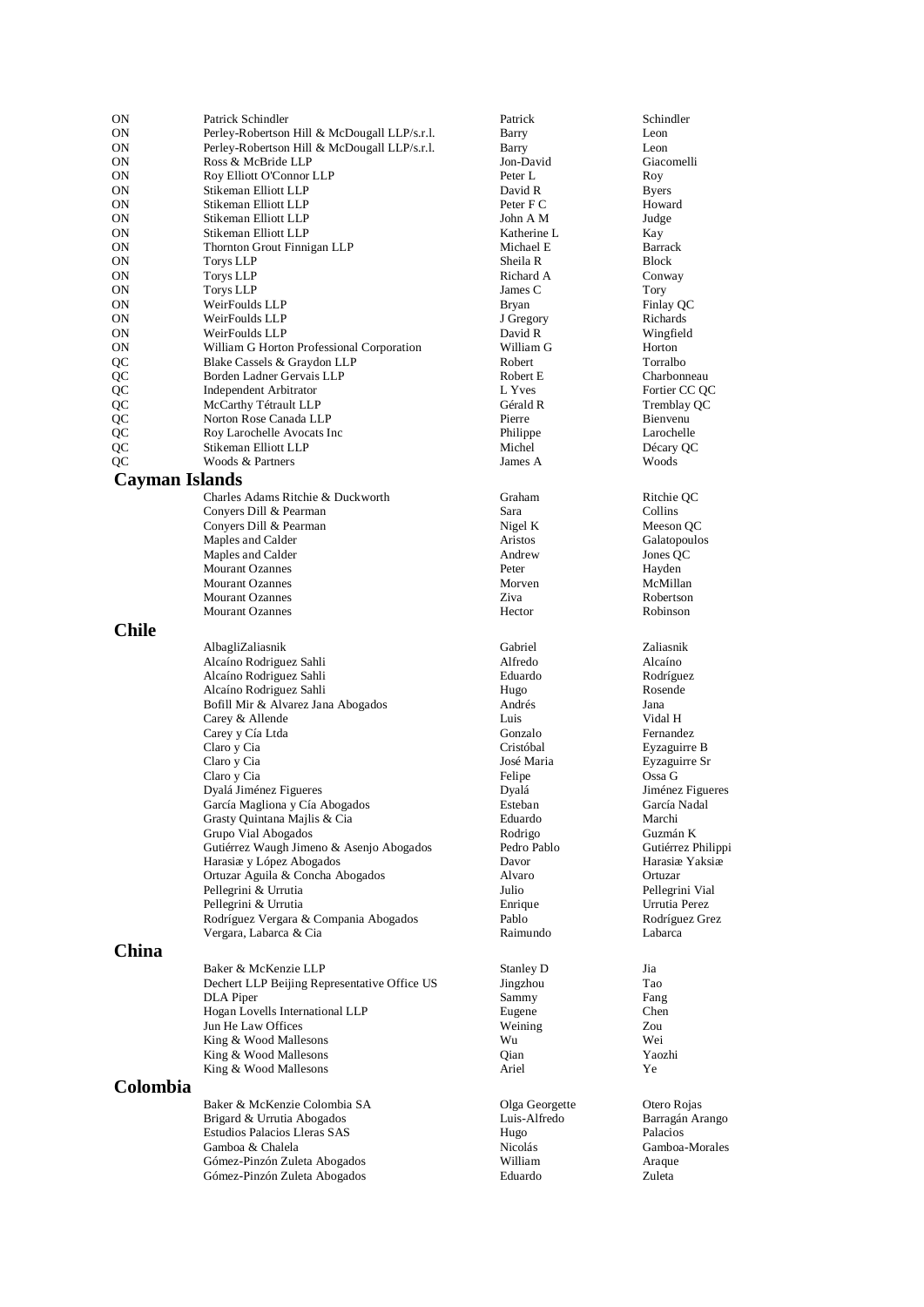| | | | |
|---|---|---|---|
| ON | Patrick Schindler | Patrick | Schindler |
| ON | Perley-Robertson Hill & McDougall LLP/s.r.l. | Barry | Leon |
| ON | Perley-Robertson Hill & McDougall LLP/s.r.l. | Barry | Leon |
| ON | Ross & McBride LLP | Jon-David | Giacomelli |
| ON | Roy Elliott O'Connor LLP | Peter L | Roy |
| ON | Stikeman Elliott LLP | David R | Byers |
| ON | Stikeman Elliott LLP | Peter F C | Howard |
| ON | Stikeman Elliott LLP | John A M | Judge |
| ON | Stikeman Elliott LLP | Katherine L | Kay |
| ON | Thornton Grout Finnigan LLP | Michael E | Barrack |
| ON | Torys LLP | Sheila R | Block |
| ON | Torys LLP | Richard A | Conway |
| ON | Torys LLP | James C | Tory |
| ON | WeirFoulds LLP | Bryan | Finlay QC |
| ON | WeirFoulds LLP | J Gregory | Richards |
| ON | WeirFoulds LLP | David R | Wingfield |
| ON | William G Horton Professional Corporation | William G | Horton |
| QC | Blake Cassels & Graydon LLP | Robert | Torralbo |
| QC | Borden Ladner Gervais LLP | Robert E | Charbonneau |
| QC | Independent Arbitrator | L Yves | Fortier CC QC |
| QC | McCarthy Tétrault LLP | Gérald R | Tremblay QC |
| QC | Norton Rose Canada LLP | Pierre | Bienvenu |
| QC | Roy Larochelle Avocats Inc | Philippe | Larochelle |
| QC | Stikeman Elliott LLP | Michel | Décary QC |
| QC | Woods & Partners | James A | Woods |

## Cayman Islands

| | | | |
|---|---|---|---|
| | Charles Adams Ritchie & Duckworth | Graham | Ritchie QC |
| | Conyers Dill & Pearman | Sara | Collins |
| | Conyers Dill & Pearman | Nigel K | Meeson QC |
| | Maples and Calder | Aristos | Galatopoulos |
| | Maples and Calder | Andrew | Jones QC |
| | Mourant Ozannes | Peter | Hayden |
| | Mourant Ozannes | Morven | McMillan |
| | Mourant Ozannes | Ziva | Robertson |
| | Mourant Ozannes | Hector | Robinson |

## Chile

| | | | |
|---|---|---|---|
| | AlbagliZaliasnik | Gabriel | Zaliasnik |
| | Alcaíno Rodriguez Sahli | Alfredo | Alcaíno |
| | Alcaíno Rodriguez Sahli | Eduardo | Rodríguez |
| | Alcaíno Rodriguez Sahli | Hugo | Rosende |
| | Bofill Mir & Alvarez Jana Abogados | Andrés | Jana |
| | Carey & Allende | Luis | Vidal H |
| | Carey y Cía Ltda | Gonzalo | Fernandez |
| | Claro y Cia | Cristóbal | Eyzaguirre B |
| | Claro y Cia | José Maria | Eyzaguirre Sr |
| | Claro y Cia | Felipe | Ossa G |
| | Dyalá Jiménez Figueres | Dyalá | Jiménez Figueres |
| | García Magliona y Cía Abogados | Esteban | García Nadal |
| | Grasty Quintana Majlis & Cia | Eduardo | Marchi |
| | Grupo Vial Abogados | Rodrigo | Guzmán K |
| | Gutiérrez Waugh Jimeno & Asenjo Abogados | Pedro Pablo | Gutiérrez Philippi |
| | Harasiæ y López Abogados | Davor | Harasiæ Yaksiæ |
| | Ortuzar Aguila & Concha Abogados | Alvaro | Ortuzar |
| | Pellegrini & Urrutia | Julio | Pellegrini Vial |
| | Pellegrini & Urrutia | Enrique | Urrutia Perez |
| | Rodríguez Vergara & Compania Abogados | Pablo | Rodríguez Grez |
| | Vergara, Labarca & Cia | Raimundo | Labarca |

## China

| | | | |
|---|---|---|---|
| | Baker & McKenzie LLP | Stanley D | Jia |
| | Dechert LLP Beijing Representative Office US | Jingzhou | Tao |
| | DLA Piper | Sammy | Fang |
| | Hogan Lovells International LLP | Eugene | Chen |
| | Jun He Law Offices | Weining | Zou |
| | King & Wood Mallesons | Wu | Wei |
| | King & Wood Mallesons | Qian | Yaozhi |
| | King & Wood Mallesons | Ariel | Ye |

## Colombia

| | | | |
|---|---|---|---|
| | Baker & McKenzie Colombia SA | Olga Georgette | Otero Rojas |
| | Brigard & Urrutia Abogados | Luis-Alfredo | Barragán Arango |
| | Estudios Palacios Lleras SAS | Hugo | Palacios |
| | Gamboa & Chalela | Nicolás | Gamboa-Morales |
| | Gómez-Pinzón Zuleta Abogados | William | Araque |
| | Gómez-Pinzón Zuleta Abogados | Eduardo | Zuleta |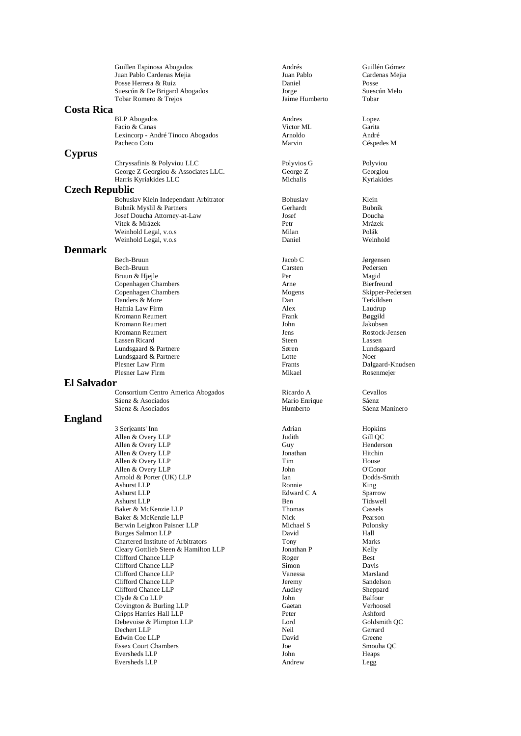| | | |
|---|---|---|
| Guillen Espinosa Abogados | Andrés | Guillén Gómez |
| Juan Pablo Cardenas Mejia | Juan Pablo | Cardenas Mejia |
| Posse Herrera & Ruiz | Daniel | Posse |
| Suescún & De Brigard Abogados | Jorge | Suescún Melo |
| Tobar Romero & Trejos | Jaime Humberto | Tobar |

## Costa Rica

| | | |
|---|---|---|
| BLP Abogados | Andres | Lopez |
| Facio & Canas | Victor ML | Garita |
| Lexincorp - André Tinoco Abogados | Arnoldo | André |
| Pacheco Coto | Marvin | Céspedes M |

## Cyprus

| | | |
|---|---|---|
| Chryssafinis & Polyviou LLC | Polyvios G | Polyviou |
| George Z Georgiou & Associates LLC. | George Z | Georgiou |
| Harris Kyriakides LLC | Michalis | Kyriakides |

## Czech Republic

| | | |
|---|---|---|
| Bohuslav Klein Independant Arbitrator | Bohuslav | Klein |
| Bubník Myslil & Partners | Gerhardt | Bubník |
| Josef Doucha Attorney-at-Law | Josef | Doucha |
| Vítek & Mrázek | Petr | Mrázek |
| Weinhold Legal, v.o.s | Milan | Polák |
| Weinhold Legal, v.o.s | Daniel | Weinhold |

## Denmark

| | | |
|---|---|---|
| Bech-Bruun | Jacob C | Jørgensen |
| Bech-Bruun | Carsten | Pedersen |
| Bruun & Hjejle | Per | Magid |
| Copenhagen Chambers | Arne | Bierfreund |
| Copenhagen Chambers | Mogens | Skipper-Pedersen |
| Danders & More | Dan | Terkildsen |
| Hafnia Law Firm | Alex | Laudrup |
| Kromann Reumert | Frank | Bøggild |
| Kromann Reumert | John | Jakobsen |
| Kromann Reumert | Jens | Rostock-Jensen |
| Lassen Ricard | Steen | Lassen |
| Lundsgaard & Partnere | Søren | Lundsgaard |
| Lundsgaard & Partnere | Lotte | Noer |
| Plesner Law Firm | Frants | Dalgaard-Knudsen |
| Plesner Law Firm | Mikael | Rosenmejer |

## El Salvador

| | | |
|---|---|---|
| Consortium Centro America Abogados | Ricardo A | Cevallos |
| Sáenz & Asociados | Mario Enrique | Sáenz |
| Sáenz & Asociados | Humberto | Sáenz Maninero |

## England

| | | |
|---|---|---|
| 3 Serjeants' Inn | Adrian | Hopkins |
| Allen & Overy LLP | Judith | Gill QC |
| Allen & Overy LLP | Guy | Henderson |
| Allen & Overy LLP | Jonathan | Hitchin |
| Allen & Overy LLP | Tim | House |
| Allen & Overy LLP | John | O'Conor |
| Arnold & Porter (UK) LLP | Ian | Dodds-Smith |
| Ashurst LLP | Ronnie | King |
| Ashurst LLP | Edward C A | Sparrow |
| Ashurst LLP | Ben | Tidswell |
| Baker & McKenzie LLP | Thomas | Cassels |
| Baker & McKenzie LLP | Nick | Pearson |
| Berwin Leighton Paisner LLP | Michael S | Polonsky |
| Burges Salmon LLP | David | Hall |
| Chartered Institute of Arbitrators | Tony | Marks |
| Cleary Gottlieb Steen & Hamilton LLP | Jonathan P | Kelly |
| Clifford Chance LLP | Roger | Best |
| Clifford Chance LLP | Simon | Davis |
| Clifford Chance LLP | Vanessa | Marsland |
| Clifford Chance LLP | Jeremy | Sandelson |
| Clifford Chance LLP | Audley | Sheppard |
| Clyde & Co LLP | John | Balfour |
| Covington & Burling LLP | Gaetan | Verhoosel |
| Cripps Harries Hall LLP | Peter | Ashford |
| Debevoise & Plimpton LLP | Lord | Goldsmith QC |
| Dechert LLP | Neil | Gerrard |
| Edwin Coe LLP | David | Greene |
| Essex Court Chambers | Joe | Smouha QC |
| Eversheds LLP | John | Heaps |
| Eversheds LLP | Andrew | Legg |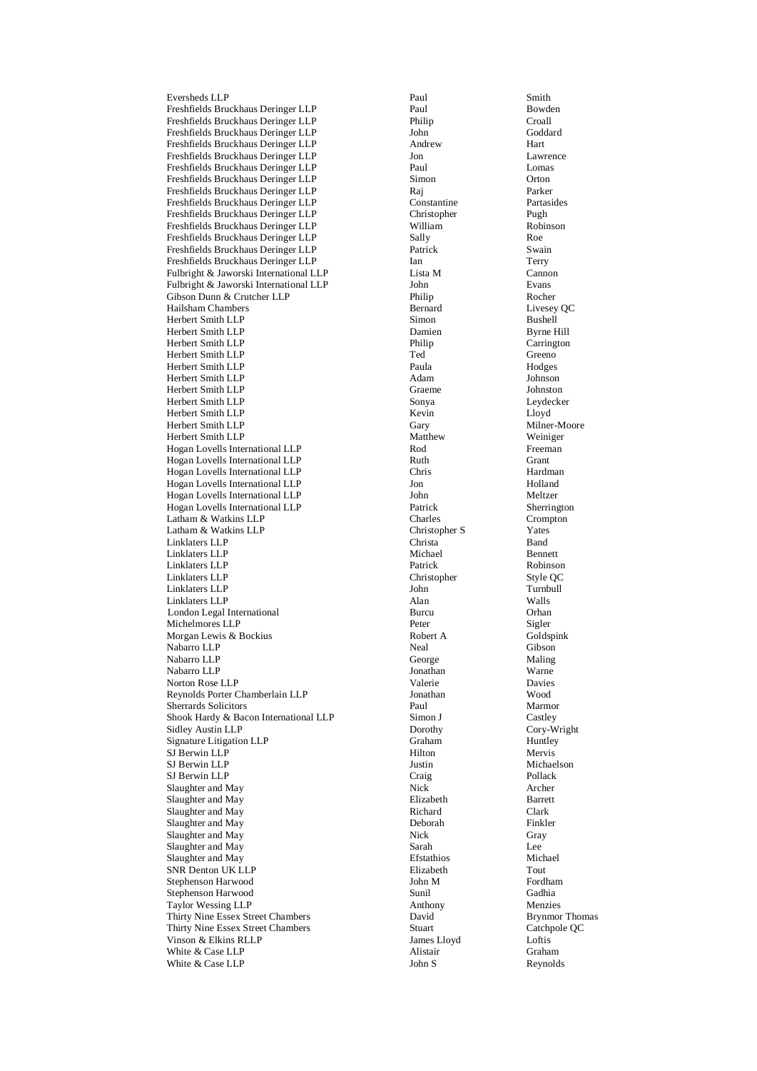| | | |
|---|---|---|
| Eversheds LLP | Paul | Smith |
| Freshfields Bruckhaus Deringer LLP | Paul | Bowden |
| Freshfields Bruckhaus Deringer LLP | Philip | Croall |
| Freshfields Bruckhaus Deringer LLP | John | Goddard |
| Freshfields Bruckhaus Deringer LLP | Andrew | Hart |
| Freshfields Bruckhaus Deringer LLP | Jon | Lawrence |
| Freshfields Bruckhaus Deringer LLP | Paul | Lomas |
| Freshfields Bruckhaus Deringer LLP | Simon | Orton |
| Freshfields Bruckhaus Deringer LLP | Raj | Parker |
| Freshfields Bruckhaus Deringer LLP | Constantine | Partasides |
| Freshfields Bruckhaus Deringer LLP | Christopher | Pugh |
| Freshfields Bruckhaus Deringer LLP | William | Robinson |
| Freshfields Bruckhaus Deringer LLP | Sally | Roe |
| Freshfields Bruckhaus Deringer LLP | Patrick | Swain |
| Freshfields Bruckhaus Deringer LLP | Ian | Terry |
| Fulbright & Jaworski International LLP | Lista M | Cannon |
| Fulbright & Jaworski International LLP | John | Evans |
| Gibson Dunn & Crutcher LLP | Philip | Rocher |
| Hailsham Chambers | Bernard | Livesey QC |
| Herbert Smith LLP | Simon | Bushell |
| Herbert Smith LLP | Damien | Byrne Hill |
| Herbert Smith LLP | Philip | Carrington |
| Herbert Smith LLP | Ted | Greeno |
| Herbert Smith LLP | Paula | Hodges |
| Herbert Smith LLP | Adam | Johnson |
| Herbert Smith LLP | Graeme | Johnston |
| Herbert Smith LLP | Sonya | Leydecker |
| Herbert Smith LLP | Kevin | Lloyd |
| Herbert Smith LLP | Gary | Milner-Moore |
| Herbert Smith LLP | Matthew | Weiniger |
| Hogan Lovells International LLP | Rod | Freeman |
| Hogan Lovells International LLP | Ruth | Grant |
| Hogan Lovells International LLP | Chris | Hardman |
| Hogan Lovells International LLP | Jon | Holland |
| Hogan Lovells International LLP | John | Meltzer |
| Hogan Lovells International LLP | Patrick | Sherrington |
| Latham & Watkins LLP | Charles | Crompton |
| Latham & Watkins LLP | Christopher S | Yates |
| Linklaters LLP | Christa | Band |
| Linklaters LLP | Michael | Bennett |
| Linklaters LLP | Patrick | Robinson |
| Linklaters LLP | Christopher | Style QC |
| Linklaters LLP | John | Turnbull |
| Linklaters LLP | Alan | Walls |
| London Legal International | Burcu | Orhan |
| Michelmores LLP | Peter | Sigler |
| Morgan Lewis & Bockius | Robert A | Goldspink |
| Nabarro LLP | Neal | Gibson |
| Nabarro LLP | George | Maling |
| Nabarro LLP | Jonathan | Warne |
| Norton Rose LLP | Valerie | Davies |
| Reynolds Porter Chamberlain LLP | Jonathan | Wood |
| Sherrards Solicitors | Paul | Marmor |
| Shook Hardy & Bacon International LLP | Simon J | Castley |
| Sidley Austin LLP | Dorothy | Cory-Wright |
| Signature Litigation LLP | Graham | Huntley |
| SJ Berwin LLP | Hilton | Mervis |
| SJ Berwin LLP | Justin | Michaelson |
| SJ Berwin LLP | Craig | Pollack |
| Slaughter and May | Nick | Archer |
| Slaughter and May | Elizabeth | Barrett |
| Slaughter and May | Richard | Clark |
| Slaughter and May | Deborah | Finkler |
| Slaughter and May | Nick | Gray |
| Slaughter and May | Sarah | Lee |
| Slaughter and May | Efstathios | Michael |
| SNR Denton UK LLP | Elizabeth | Tout |
| Stephenson Harwood | John M | Fordham |
| Stephenson Harwood | Sunil | Gadhia |
| Taylor Wessing LLP | Anthony | Menzies |
| Thirty Nine Essex Street Chambers | David | Brynmor Thomas |
| Thirty Nine Essex Street Chambers | Stuart | Catchpole QC |
| Vinson & Elkins RLLP | James Lloyd | Loftis |
| White & Case LLP | Alistair | Graham |
| White & Case LLP | John S | Reynolds |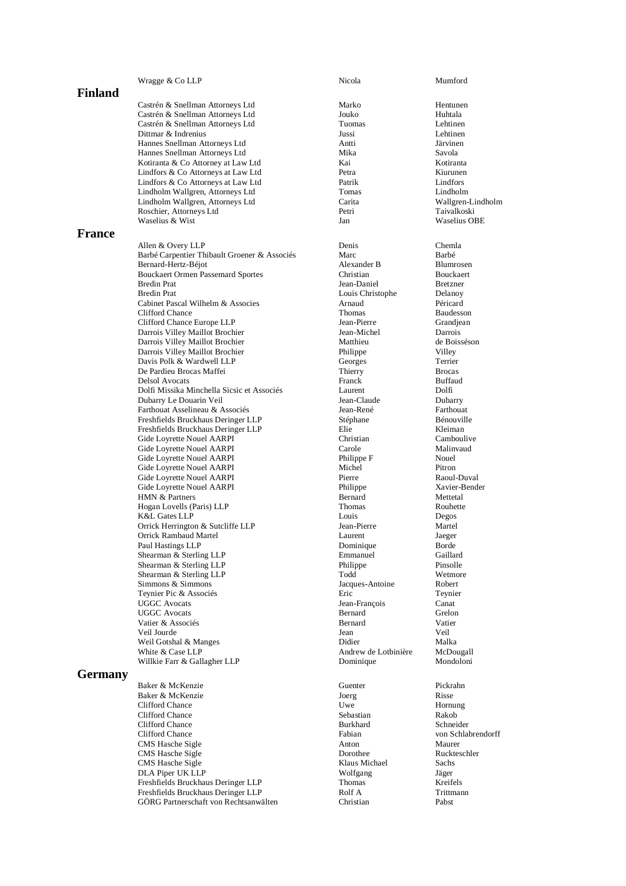| Firm | First name | Last name |
|---|---|---|
| Wragge & Co LLP | Nicola | Mumford |

## Finland

| Firm | First name | Last name |
|---|---|---|
| Castrén & Snellman Attorneys Ltd | Marko | Hentunen |
| Castrén & Snellman Attorneys Ltd | Jouko | Huhtala |
| Castrén & Snellman Attorneys Ltd | Tuomas | Lehtinen |
| Dittmar & Indrenius | Jussi | Lehtinen |
| Hannes Snellman Attorneys Ltd | Antti | Järvinen |
| Hannes Snellman Attorneys Ltd | Mika | Savola |
| Kotiranta & Co Attorney at Law Ltd | Kai | Kotiranta |
| Lindfors & Co Attorneys at Law Ltd | Petra | Kiurunen |
| Lindfors & Co Attorneys at Law Ltd | Patrik | Lindfors |
| Lindholm Wallgren, Attorneys Ltd | Tomas | Lindholm |
| Lindholm Wallgren, Attorneys Ltd | Carita | Wallgren-Lindholm |
| Roschier, Attorneys Ltd | Petri | Taivalkoski |
| Waselius & Wist | Jan | Waselius OBE |

## France

| Firm | First name | Last name |
|---|---|---|
| Allen & Overy LLP | Denis | Chemla |
| Barbé Carpentier Thibault Groener & Associés | Marc | Barbé |
| Bernard-Hertz-Béjot | Alexander B | Blumrosen |
| Bouckaert Ormen Passemard Sportes | Christian | Bouckaert |
| Bredin Prat | Jean-Daniel | Bretzner |
| Bredin Prat | Louis Christophe | Delanoy |
| Cabinet Pascal Wilhelm & Associes | Arnaud | Péricard |
| Clifford Chance | Thomas | Baudesson |
| Clifford Chance Europe LLP | Jean-Pierre | Grandjean |
| Darrois Villey Maillot Brochier | Jean-Michel | Darrois |
| Darrois Villey Maillot Brochier | Matthieu | de Boisséson |
| Darrois Villey Maillot Brochier | Philippe | Villey |
| Davis Polk & Wardwell LLP | Georges | Terrier |
| De Pardieu Brocas Maffei | Thierry | Brocas |
| Delsol Avocats | Franck | Buffaud |
| Dolfi Missika Minchella Sicsic et Associés | Laurent | Dolfi |
| Dubarry Le Douarin Veil | Jean-Claude | Dubarry |
| Farthouat Asselineau & Associés | Jean-René | Farthouat |
| Freshfields Bruckhaus Deringer LLP | Stéphane | Bénouville |
| Freshfields Bruckhaus Deringer LLP | Elie | Kleiman |
| Gide Loyrette Nouel AARPI | Christian | Camboulive |
| Gide Loyrette Nouel AARPI | Carole | Malinvaud |
| Gide Loyrette Nouel AARPI | Philippe F | Nouel |
| Gide Loyrette Nouel AARPI | Michel | Pitron |
| Gide Loyrette Nouel AARPI | Pierre | Raoul-Duval |
| Gide Loyrette Nouel AARPI | Philippe | Xavier-Bender |
| HMN & Partners | Bernard | Mettetal |
| Hogan Lovells (Paris) LLP | Thomas | Rouhette |
| K&L Gates LLP | Louis | Degos |
| Orrick Herrington & Sutcliffe LLP | Jean-Pierre | Martel |
| Orrick Rambaud Martel | Laurent | Jaeger |
| Paul Hastings LLP | Dominique | Borde |
| Shearman & Sterling LLP | Emmanuel | Gaillard |
| Shearman & Sterling LLP | Philippe | Pinsolle |
| Shearman & Sterling LLP | Todd | Wetmore |
| Simmons & Simmons | Jacques-Antoine | Robert |
| Teynier Pic & Associés | Eric | Teynier |
| UGGC Avocats | Jean-François | Canat |
| UGGC Avocats | Bernard | Grelon |
| Vatier & Associés | Bernard | Vatier |
| Veil Jourde | Jean | Veil |
| Weil Gotshal & Manges | Didier | Malka |
| White & Case LLP | Andrew de Lotbinière | McDougall |
| Willkie Farr & Gallagher LLP | Dominique | Mondoloni |

## Germany

| Firm | First name | Last name |
|---|---|---|
| Baker & McKenzie | Guenter | Pickrahn |
| Baker & McKenzie | Joerg | Risse |
| Clifford Chance | Uwe | Hornung |
| Clifford Chance | Sebastian | Rakob |
| Clifford Chance | Burkhard | Schneider |
| Clifford Chance | Fabian | von Schlabrendorff |
| CMS Hasche Sigle | Anton | Maurer |
| CMS Hasche Sigle | Dorothee | Ruckteschler |
| CMS Hasche Sigle | Klaus Michael | Sachs |
| DLA Piper UK LLP | Wolfgang | Jäger |
| Freshfields Bruckhaus Deringer LLP | Thomas | Kreifels |
| Freshfields Bruckhaus Deringer LLP | Rolf A | Trittmann |
| GÖRG Partnerschaft von Rechtsanwälten | Christian | Pabst |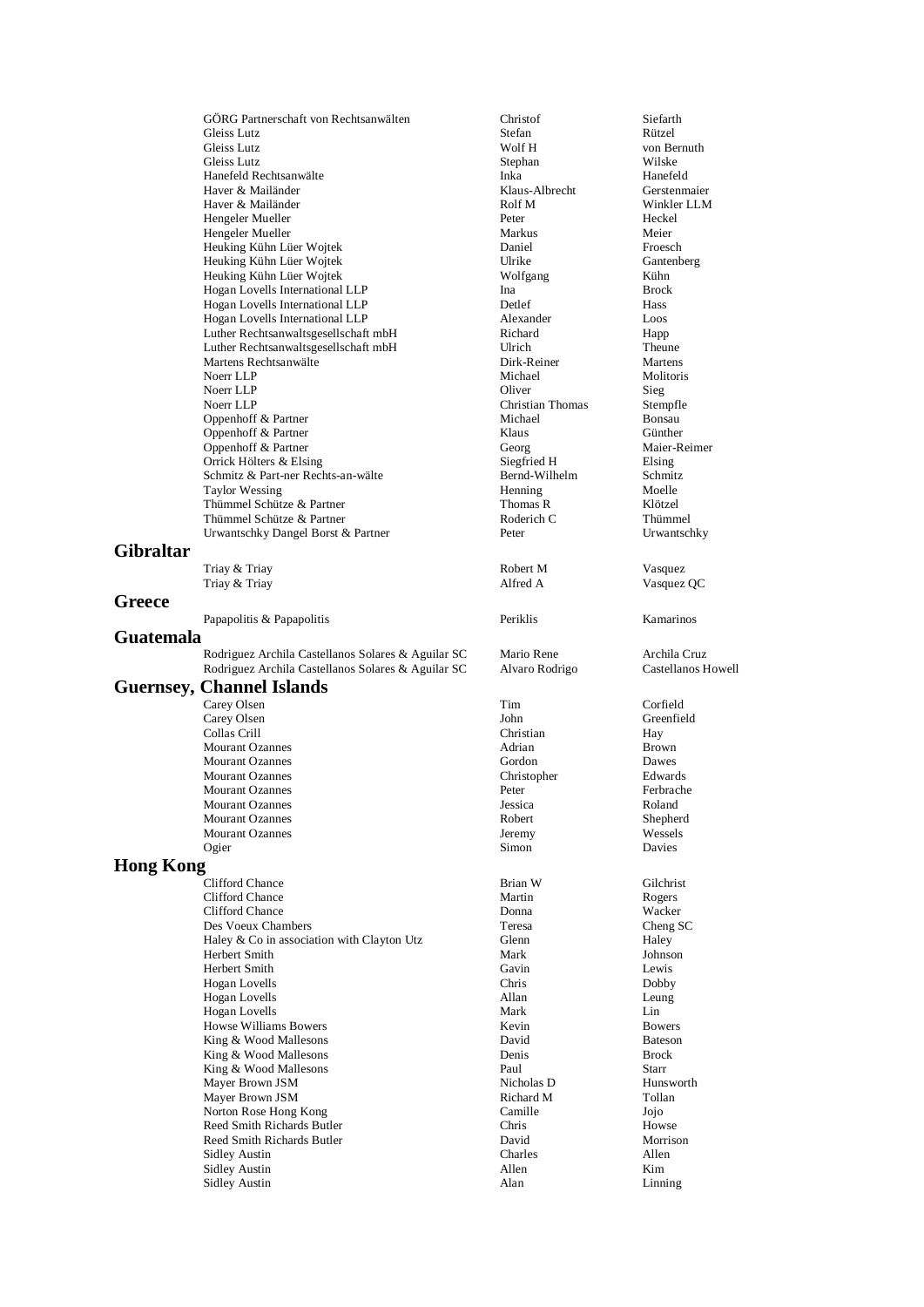| | | |
|---|---|---|
| GÖRG Partnerschaft von Rechtsanwälten | Christof | Siefarth |
| Gleiss Lutz | Stefan | Rützel |
| Gleiss Lutz | Wolf H | von Bernuth |
| Gleiss Lutz | Stephan | Wilske |
| Hanefeld Rechtsanwälte | Inka | Hanefeld |
| Haver & Mailänder | Klaus-Albrecht | Gerstenmaier |
| Haver & Mailänder | Rolf M | Winkler LLM |
| Hengeler Mueller | Peter | Heckel |
| Hengeler Mueller | Markus | Meier |
| Heuking Kühn Lüer Wojtek | Daniel | Froesch |
| Heuking Kühn Lüer Wojtek | Ulrike | Gantenberg |
| Heuking Kühn Lüer Wojtek | Wolfgang | Kühn |
| Hogan Lovells International LLP | Ina | Brock |
| Hogan Lovells International LLP | Detlef | Hass |
| Hogan Lovells International LLP | Alexander | Loos |
| Luther Rechtsanwaltsgesellschaft mbH | Richard | Happ |
| Luther Rechtsanwaltsgesellschaft mbH | Ulrich | Theune |
| Martens Rechtsanwälte | Dirk-Reiner | Martens |
| Noerr LLP | Michael | Molitoris |
| Noerr LLP | Oliver | Sieg |
| Noerr LLP | Christian Thomas | Stempfle |
| Oppenhoff & Partner | Michael | Bonsau |
| Oppenhoff & Partner | Klaus | Günther |
| Oppenhoff & Partner | Georg | Maier-Reimer |
| Orrick Hölters & Elsing | Siegfried H | Elsing |
| Schmitz & Part-ner Rechts-an-wälte | Bernd-Wilhelm | Schmitz |
| Taylor Wessing | Henning | Moelle |
| Thümmel Schütze & Partner | Thomas R | Klötzel |
| Thümmel Schütze & Partner | Roderich C | Thümmel |
| Urwantschky Dangel Borst & Partner | Peter | Urwantschky |

## Gibraltar

| | | |
|---|---|---|
| Triay & Triay | Robert M | Vasquez |
| Triay & Triay | Alfred A | Vasquez QC |

## Greece

| | | |
|---|---|---|
| Papapolitis & Papapolitis | Periklis | Kamarinos |

## Guatemala

| | | |
|---|---|---|
| Rodriguez Archila Castellanos Solares & Aguilar SC | Mario Rene | Archila Cruz |
| Rodriguez Archila Castellanos Solares & Aguilar SC | Alvaro Rodrigo | Castellanos Howell |

## Guernsey, Channel Islands

| | | |
|---|---|---|
| Carey Olsen | Tim | Corfield |
| Carey Olsen | John | Greenfield |
| Collas Crill | Christian | Hay |
| Mourant Ozannes | Adrian | Brown |
| Mourant Ozannes | Gordon | Dawes |
| Mourant Ozannes | Christopher | Edwards |
| Mourant Ozannes | Peter | Ferbrache |
| Mourant Ozannes | Jessica | Roland |
| Mourant Ozannes | Robert | Shepherd |
| Mourant Ozannes | Jeremy | Wessels |
| Ogier | Simon | Davies |

## Hong Kong

| | | |
|---|---|---|
| Clifford Chance | Brian W | Gilchrist |
| Clifford Chance | Martin | Rogers |
| Clifford Chance | Donna | Wacker |
| Des Voeux Chambers | Teresa | Cheng SC |
| Haley & Co in association with Clayton Utz | Glenn | Haley |
| Herbert Smith | Mark | Johnson |
| Herbert Smith | Gavin | Lewis |
| Hogan Lovells | Chris | Dobby |
| Hogan Lovells | Allan | Leung |
| Hogan Lovells | Mark | Lin |
| Howse Williams Bowers | Kevin | Bowers |
| King & Wood Mallesons | David | Bateson |
| King & Wood Mallesons | Denis | Brock |
| King & Wood Mallesons | Paul | Starr |
| Mayer Brown JSM | Nicholas D | Hunsworth |
| Mayer Brown JSM | Richard M | Tollan |
| Norton Rose Hong Kong | Camille | Jojo |
| Reed Smith Richards Butler | Chris | Howse |
| Reed Smith Richards Butler | David | Morrison |
| Sidley Austin | Charles | Allen |
| Sidley Austin | Allen | Kim |
| Sidley Austin | Alan | Linning |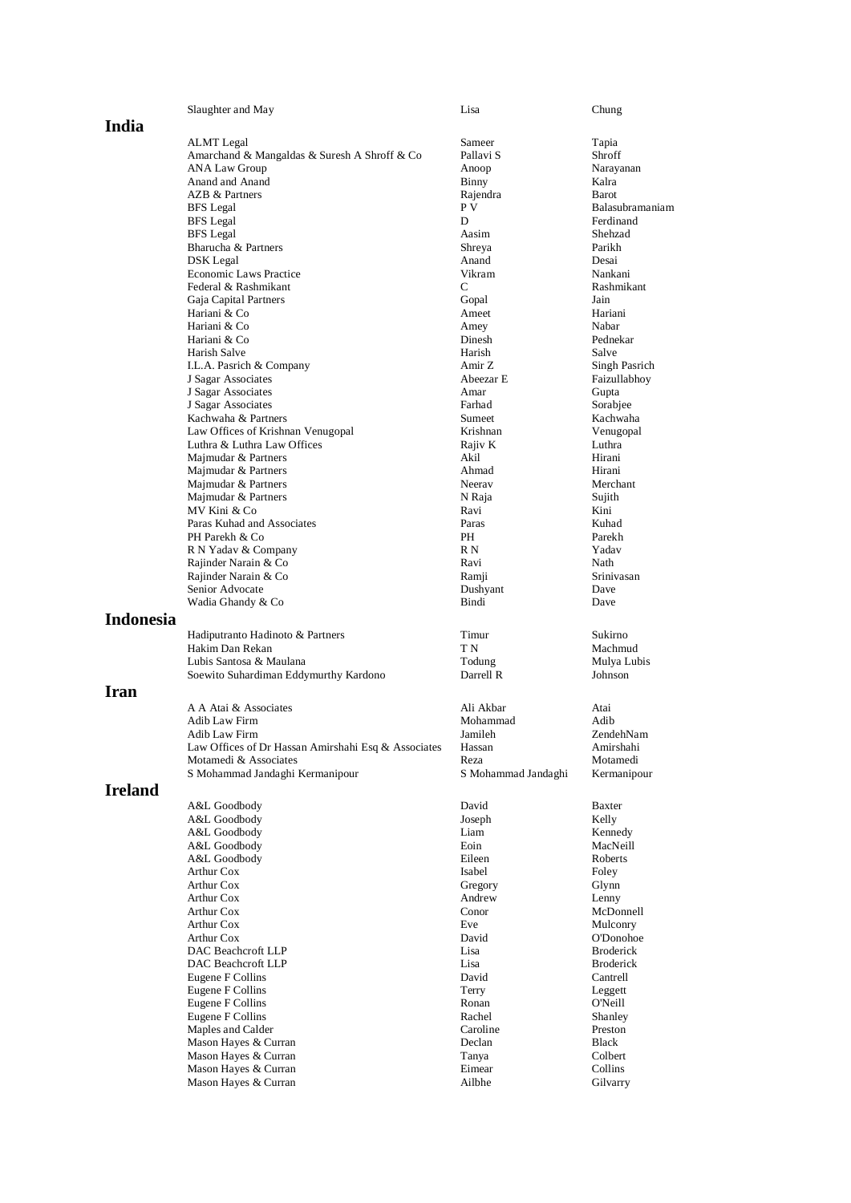| Firm | First name | Last name |
|---|---|---|
| Slaughter and May | Lisa | Chung |

## India

| Firm | First name | Last name |
|---|---|---|
| ALMT Legal | Sameer | Tapia |
| Amarchand & Mangaldas & Suresh A Shroff & Co | Pallavi S | Shroff |
| ANA Law Group | Anoop | Narayanan |
| Anand and Anand | Binny | Kalra |
| AZB & Partners | Rajendra | Barot |
| BFS Legal | P V | Balasubramaniam |
| BFS Legal | D | Ferdinand |
| BFS Legal | Aasim | Shehzad |
| Bharucha & Partners | Shreya | Parikh |
| DSK Legal | Anand | Desai |
| Economic Laws Practice | Vikram | Nankani |
| Federal & Rashmikant | C | Rashmikant |
| Gaja Capital Partners | Gopal | Jain |
| Hariani & Co | Ameet | Hariani |
| Hariani & Co | Amey | Nabar |
| Hariani & Co | Dinesh | Pednekar |
| Harish Salve | Harish | Salve |
| I.L.A. Pasrich & Company | Amir Z | Singh Pasrich |
| J Sagar Associates | Abeezar E | Faizullabhoy |
| J Sagar Associates | Amar | Gupta |
| J Sagar Associates | Farhad | Sorabjee |
| Kachwaha & Partners | Sumeet | Kachwaha |
| Law Offices of Krishnan Venugopal | Krishnan | Venugopal |
| Luthra & Luthra Law Offices | Rajiv K | Luthra |
| Majmudar & Partners | Akil | Hirani |
| Majmudar & Partners | Ahmad | Hirani |
| Majmudar & Partners | Neerav | Merchant |
| Majmudar & Partners | N Raja | Sujith |
| MV Kini & Co | Ravi | Kini |
| Paras Kuhad and Associates | Paras | Kuhad |
| PH Parekh & Co | PH | Parekh |
| R N Yadav & Company | R N | Yadav |
| Rajinder Narain & Co | Ravi | Nath |
| Rajinder Narain & Co | Ramji | Srinivasan |
| Senior Advocate | Dushyant | Dave |
| Wadia Ghandy & Co | Bindi | Dave |

## Indonesia

| Firm | First name | Last name |
|---|---|---|
| Hadiputranto Hadinoto & Partners | Timur | Sukirno |
| Hakim Dan Rekan | T N | Machmud |
| Lubis Santosa & Maulana | Todung | Mulya Lubis |
| Soewito Suhardiman Eddymurthy Kardono | Darrell R | Johnson |

## Iran

| Firm | First name | Last name |
|---|---|---|
| A A Atai & Associates | Ali Akbar | Atai |
| Adib Law Firm | Mohammad | Adib |
| Adib Law Firm | Jamileh | ZendehNam |
| Law Offices of Dr Hassan Amirshahi Esq & Associates | Hassan | Amirshahi |
| Motamedi & Associates | Reza | Motamedi |
| S Mohammad Jandaghi Kermanipour | S Mohammad Jandaghi | Kermanipour |

## Ireland

| Firm | First name | Last name |
|---|---|---|
| A&L Goodbody | David | Baxter |
| A&L Goodbody | Joseph | Kelly |
| A&L Goodbody | Liam | Kennedy |
| A&L Goodbody | Eoin | MacNeill |
| A&L Goodbody | Eileen | Roberts |
| Arthur Cox | Isabel | Foley |
| Arthur Cox | Gregory | Glynn |
| Arthur Cox | Andrew | Lenny |
| Arthur Cox | Conor | McDonnell |
| Arthur Cox | Eve | Mulconry |
| Arthur Cox | David | O'Donohoe |
| DAC Beachcroft LLP | Lisa | Broderick |
| DAC Beachcroft LLP | Lisa | Broderick |
| Eugene F Collins | David | Cantrell |
| Eugene F Collins | Terry | Leggett |
| Eugene F Collins | Ronan | O'Neill |
| Eugene F Collins | Rachel | Shanley |
| Maples and Calder | Caroline | Preston |
| Mason Hayes & Curran | Declan | Black |
| Mason Hayes & Curran | Tanya | Colbert |
| Mason Hayes & Curran | Eimear | Collins |
| Mason Hayes & Curran | Ailbhe | Gilvarry |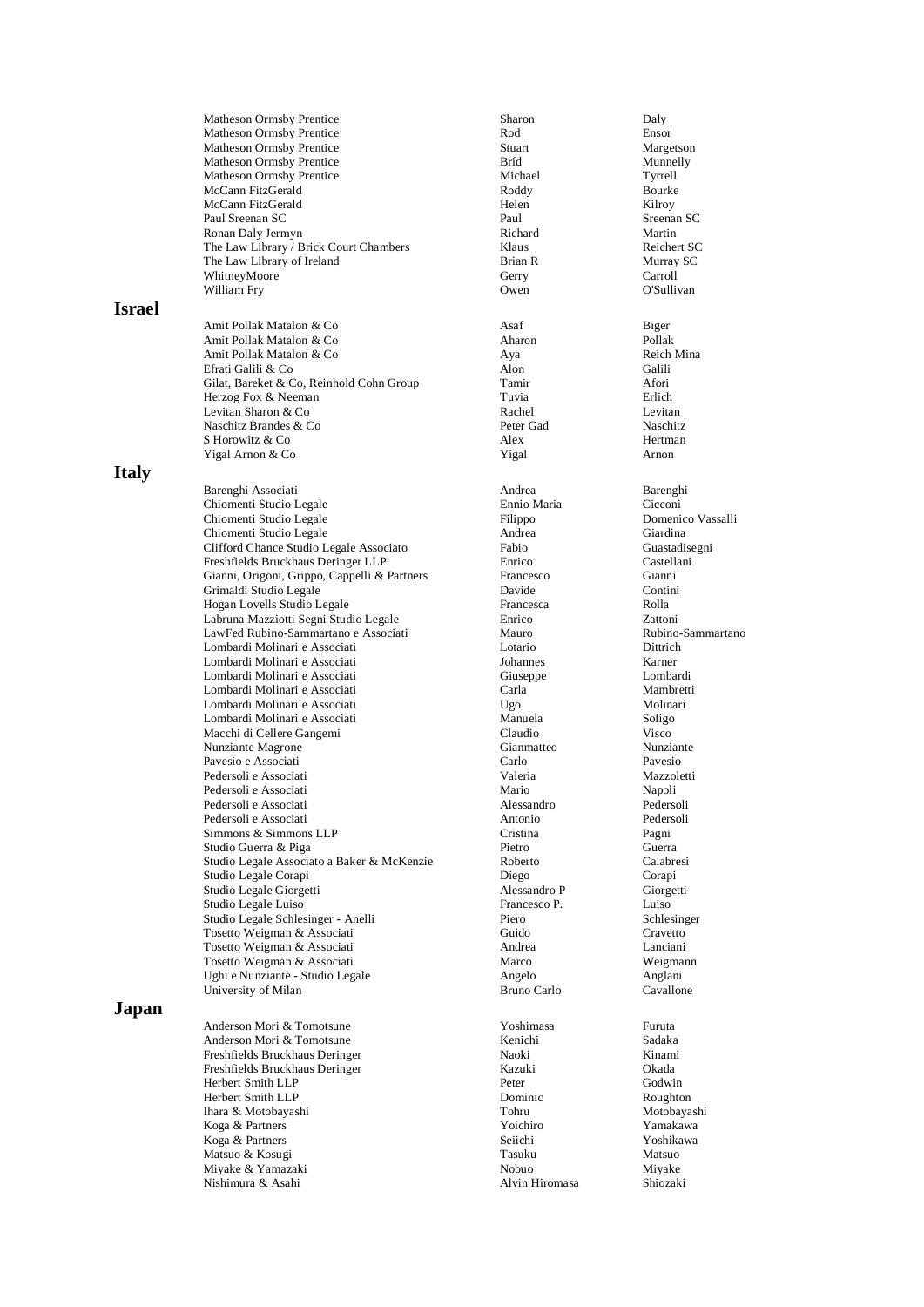| Firm | First name | Last name |
|---|---|---|
| Matheson Ormsby Prentice | Sharon | Daly |
| Matheson Ormsby Prentice | Rod | Ensor |
| Matheson Ormsby Prentice | Stuart | Margetson |
| Matheson Ormsby Prentice | Bríd | Munnelly |
| Matheson Ormsby Prentice | Michael | Tyrrell |
| McCann FitzGerald | Roddy | Bourke |
| McCann FitzGerald | Helen | Kilroy |
| Paul Sreenan SC | Paul | Sreenan SC |
| Ronan Daly Jermyn | Richard | Martin |
| The Law Library / Brick Court Chambers | Klaus | Reichert SC |
| The Law Library of Ireland | Brian R | Murray SC |
| WhitneyMoore | Gerry | Carroll |
| William Fry | Owen | O'Sullivan |

## Israel

| Firm | First name | Last name |
|---|---|---|
| Amit Pollak Matalon & Co | Asaf | Biger |
| Amit Pollak Matalon & Co | Aharon | Pollak |
| Amit Pollak Matalon & Co | Aya | Reich Mina |
| Efrati Galili & Co | Alon | Galili |
| Gilat, Bareket & Co, Reinhold Cohn Group | Tamir | Afori |
| Herzog Fox & Neeman | Tuvia | Erlich |
| Levitan Sharon & Co | Rachel | Levitan |
| Naschitz Brandes & Co | Peter Gad | Naschitz |
| S Horowitz & Co | Alex | Hertman |
| Yigal Arnon & Co | Yigal | Arnon |

## Italy

| Firm | First name | Last name |
|---|---|---|
| Barenghi Associati | Andrea | Barenghi |
| Chiomenti Studio Legale | Ennio Maria | Cicconi |
| Chiomenti Studio Legale | Filippo | Domenico Vassalli |
| Chiomenti Studio Legale | Andrea | Giardina |
| Clifford Chance Studio Legale Associato | Fabio | Guastadisegni |
| Freshfields Bruckhaus Deringer LLP | Enrico | Castellani |
| Gianni, Origoni, Grippo, Cappelli & Partners | Francesco | Gianni |
| Grimaldi Studio Legale | Davide | Contini |
| Hogan Lovells Studio Legale | Francesca | Rolla |
| Labruna Mazziotti Segni Studio Legale | Enrico | Zattoni |
| LawFed Rubino-Sammartano e Associati | Mauro | Rubino-Sammartano |
| Lombardi Molinari e Associati | Lotario | Dittrich |
| Lombardi Molinari e Associati | Johannes | Karner |
| Lombardi Molinari e Associati | Giuseppe | Lombardi |
| Lombardi Molinari e Associati | Carla | Mambretti |
| Lombardi Molinari e Associati | Ugo | Molinari |
| Lombardi Molinari e Associati | Manuela | Soligo |
| Macchi di Cellere Gangemi | Claudio | Visco |
| Nunziante Magrone | Gianmatteo | Nunziante |
| Pavesio e Associati | Carlo | Pavesio |
| Pedersoli e Associati | Valeria | Mazzoletti |
| Pedersoli e Associati | Mario | Napoli |
| Pedersoli e Associati | Alessandro | Pedersoli |
| Pedersoli e Associati | Antonio | Pedersoli |
| Simmons & Simmons LLP | Cristina | Pagni |
| Studio Guerra & Piga | Pietro | Guerra |
| Studio Legale Associato a Baker & McKenzie | Roberto | Calabresi |
| Studio Legale Corapi | Diego | Corapi |
| Studio Legale Giorgetti | Alessandro P | Giorgetti |
| Studio Legale Luiso | Francesco P. | Luiso |
| Studio Legale Schlesinger - Anelli | Piero | Schlesinger |
| Tosetto Weigman & Associati | Guido | Cravetto |
| Tosetto Weigman & Associati | Andrea | Lanciani |
| Tosetto Weigman & Associati | Marco | Weigmann |
| Ughi e Nunziante - Studio Legale | Angelo | Anglani |
| University of Milan | Bruno Carlo | Cavallone |

## Japan

| Firm | First name | Last name |
|---|---|---|
| Anderson Mori & Tomotsune | Yoshimasa | Furuta |
| Anderson Mori & Tomotsune | Kenichi | Sadaka |
| Freshfields Bruckhaus Deringer | Naoki | Kinami |
| Freshfields Bruckhaus Deringer | Kazuki | Okada |
| Herbert Smith LLP | Peter | Godwin |
| Herbert Smith LLP | Dominic | Roughton |
| Ihara & Motobayashi | Tohru | Motobayashi |
| Koga & Partners | Yoichiro | Yamakawa |
| Koga & Partners | Seiichi | Yoshikawa |
| Matsuo & Kosugi | Tasuku | Matsuo |
| Miyake & Yamazaki | Nobuo | Miyake |
| Nishimura & Asahi | Alvin Hiromasa | Shiozaki |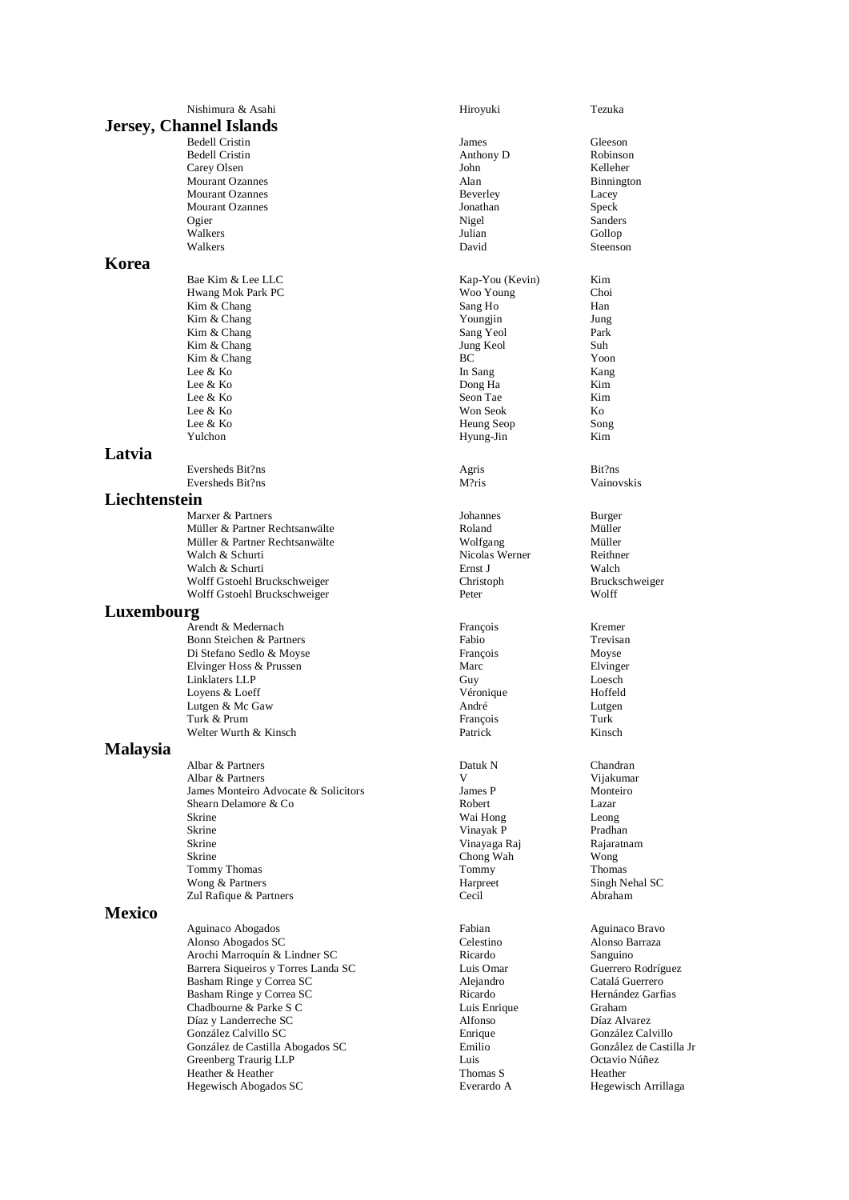| | | |
|---|---|---|
| Nishimura & Asahi | Hiroyuki | Tezuka |

## Jersey, Channel Islands

| | | |
|---|---|---|
| Bedell Cristin | James | Gleeson |
| Bedell Cristin | Anthony D | Robinson |
| Carey Olsen | John | Kelleher |
| Mourant Ozannes | Alan | Binnington |
| Mourant Ozannes | Beverley | Lacey |
| Mourant Ozannes | Jonathan | Speck |
| Ogier | Nigel | Sanders |
| Walkers | Julian | Gollop |
| Walkers | David | Steenson |

## Korea

| | | |
|---|---|---|
| Bae Kim & Lee LLC | Kap-You (Kevin) | Kim |
| Hwang Mok Park PC | Woo Young | Choi |
| Kim & Chang | Sang Ho | Han |
| Kim & Chang | Youngjin | Jung |
| Kim & Chang | Sang Yeol | Park |
| Kim & Chang | Jung Keol | Suh |
| Kim & Chang | BC | Yoon |
| Lee & Ko | In Sang | Kang |
| Lee & Ko | Dong Ha | Kim |
| Lee & Ko | Seon Tae | Kim |
| Lee & Ko | Won Seok | Ko |
| Lee & Ko | Heung Seop | Song |
| Yulchon | Hyung-Jin | Kim |

## Latvia

| | | |
|---|---|---|
| Eversheds Bit?ns | Agris | Bit?ns |
| Eversheds Bit?ns | M?ris | Vainovskis |

## Liechtenstein

| | | |
|---|---|---|
| Marxer & Partners | Johannes | Burger |
| Müller & Partner Rechtsanwälte | Roland | Müller |
| Müller & Partner Rechtsanwälte | Wolfgang | Müller |
| Walch & Schurti | Nicolas Werner | Reithner |
| Walch & Schurti | Ernst J | Walch |
| Wolff Gstoehl Bruckschweiger | Christoph | Bruckschweiger |
| Wolff Gstoehl Bruckschweiger | Peter | Wolff |

## Luxembourg

| | | |
|---|---|---|
| Arendt & Medernach | François | Kremer |
| Bonn Steichen & Partners | Fabio | Trevisan |
| Di Stefano Sedlo & Moyse | François | Moyse |
| Elvinger Hoss & Prussen | Marc | Elvinger |
| Linklaters LLP | Guy | Loesch |
| Loyens & Loeff | Véronique | Hoffeld |
| Lutgen & Mc Gaw | André | Lutgen |
| Turk & Prum | François | Turk |
| Welter Wurth & Kinsch | Patrick | Kinsch |

## Malaysia

| | | |
|---|---|---|
| Albar & Partners | Datuk N | Chandran |
| Albar & Partners | V | Vijakumar |
| James Monteiro Advocate & Solicitors | James P | Monteiro |
| Shearn Delamore & Co | Robert | Lazar |
| Skrine | Wai Hong | Leong |
| Skrine | Vinayak P | Pradhan |
| Skrine | Vinayaga Raj | Rajaratnam |
| Skrine | Chong Wah | Wong |
| Tommy Thomas | Tommy | Thomas |
| Wong & Partners | Harpreet | Singh Nehal SC |
| Zul Rafique & Partners | Cecil | Abraham |

## Mexico

| | | |
|---|---|---|
| Aguinaco Abogados | Fabian | Aguinaco Bravo |
| Alonso Abogados SC | Celestino | Alonso Barraza |
| Arochi Marroquín & Lindner SC | Ricardo | Sanguino |
| Barrera Siqueiros y Torres Landa SC | Luis Omar | Guerrero Rodríguez |
| Basham Ringe y Correa SC | Alejandro | Catalá Guerrero |
| Basham Ringe y Correa SC | Ricardo | Hernández Garfias |
| Chadbourne & Parke S C | Luis Enrique | Graham |
| Díaz y Landerreche SC | Alfonso | Díaz Alvarez |
| González Calvillo SC | Enrique | González Calvillo |
| González de Castilla Abogados SC | Emilio | González de Castilla Jr |
| Greenberg Traurig LLP | Luis | Octavio Núñez |
| Heather & Heather | Thomas S | Heather |
| Hegewisch Abogados SC | Everardo A | Hegewisch Arrillaga |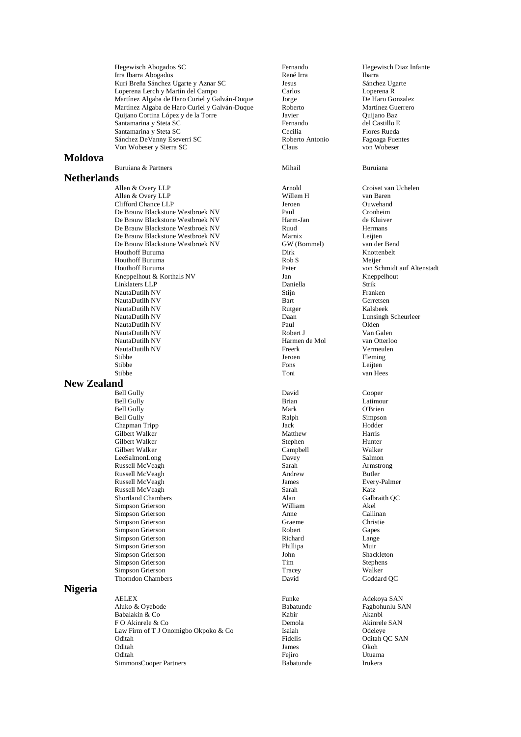| | | |
|---|---|---|
| Hegewisch Abogados SC | Fernando | Hegewisch Diaz Infante |
| Irra Ibarra Abogados | René Irra | Ibarra |
| Kuri Breña Sánchez Ugarte y Aznar SC | Jesus | Sánchez Ugarte |
| Loperena Lerch y Martín del Campo | Carlos | Loperena R |
| Martínez Algaba de Haro Curiel y Galván-Duque | Jorge | De Haro Gonzalez |
| Martínez Algaba de Haro Curiel y Galván-Duque | Roberto | Martínez Guerrero |
| Quijano Cortina López y de la Torre | Javier | Quijano Baz |
| Santamarina y Steta SC | Fernando | del Castillo E |
| Santamarina y Steta SC | Cecilia | Flores Rueda |
| Sánchez DeVanny Eseverri SC | Roberto Antonio | Fagoaga Fuentes |
| Von Wobeser y Sierra SC | Claus | von Wobeser |

## Moldova

| | | |
|---|---|---|
| Buruiana & Partners | Mihail | Buruiana |

## Netherlands

| | | |
|---|---|---|
| Allen & Overy LLP | Arnold | Croiset van Uchelen |
| Allen & Overy LLP | Willem H | van Baren |
| Clifford Chance LLP | Jeroen | Ouwehand |
| De Brauw Blackstone Westbroek NV | Paul | Cronheim |
| De Brauw Blackstone Westbroek NV | Harm-Jan | de Kluiver |
| De Brauw Blackstone Westbroek NV | Ruud | Hermans |
| De Brauw Blackstone Westbroek NV | Marnix | Leijten |
| De Brauw Blackstone Westbroek NV | GW (Bommel) | van der Bend |
| Houthoff Buruma | Dirk | Knottenbelt |
| Houthoff Buruma | Rob S | Meijer |
| Houthoff Buruma | Peter | von Schmidt auf Altenstadt |
| Kneppelhout & Korthals NV | Jan | Kneppelhout |
| Linklaters LLP | Daniella | Strik |
| NautaDutilh NV | Stijn | Franken |
| NautaDutilh NV | Bart | Gerretsen |
| NautaDutilh NV | Rutger | Kalsbeek |
| NautaDutilh NV | Daan | Lunsingh Scheurleer |
| NautaDutilh NV | Paul | Olden |
| NautaDutilh NV | Robert J | Van Galen |
| NautaDutilh NV | Harmen de Mol | van Otterloo |
| NautaDutilh NV | Freerk | Vermeulen |
| Stibbe | Jeroen | Fleming |
| Stibbe | Fons | Leijten |
| Stibbe | Toni | van Hees |

## New Zealand

| | | |
|---|---|---|
| Bell Gully | David | Cooper |
| Bell Gully | Brian | Latimour |
| Bell Gully | Mark | O'Brien |
| Bell Gully | Ralph | Simpson |
| Chapman Tripp | Jack | Hodder |
| Gilbert Walker | Matthew | Harris |
| Gilbert Walker | Stephen | Hunter |
| Gilbert Walker | Campbell | Walker |
| LeeSalmonLong | Davey | Salmon |
| Russell McVeagh | Sarah | Armstrong |
| Russell McVeagh | Andrew | Butler |
| Russell McVeagh | James | Every-Palmer |
| Russell McVeagh | Sarah | Katz |
| Shortland Chambers | Alan | Galbraith QC |
| Simpson Grierson | William | Akel |
| Simpson Grierson | Anne | Callinan |
| Simpson Grierson | Graeme | Christie |
| Simpson Grierson | Robert | Gapes |
| Simpson Grierson | Richard | Lange |
| Simpson Grierson | Phillipa | Muir |
| Simpson Grierson | John | Shackleton |
| Simpson Grierson | Tim | Stephens |
| Simpson Grierson | Tracey | Walker |
| Thorndon Chambers | David | Goddard QC |

## Nigeria

| | | |
|---|---|---|
| AELEX | Funke | Adekoya SAN |
| Aluko & Oyebode | Babatunde | Fagbohunlu SAN |
| Babalakin & Co | Kabir | Akanbi |
| F O Akinrele & Co | Demola | Akinrele SAN |
| Law Firm of T J Onomigbo Okpoko & Co | Isaiah | Odeleye |
| Oditah | Fidelis | Oditah QC SAN |
| Oditah | James | Okoh |
| Oditah | Fejiro | Utuama |
| SimmonsCooper Partners | Babatunde | Irukera |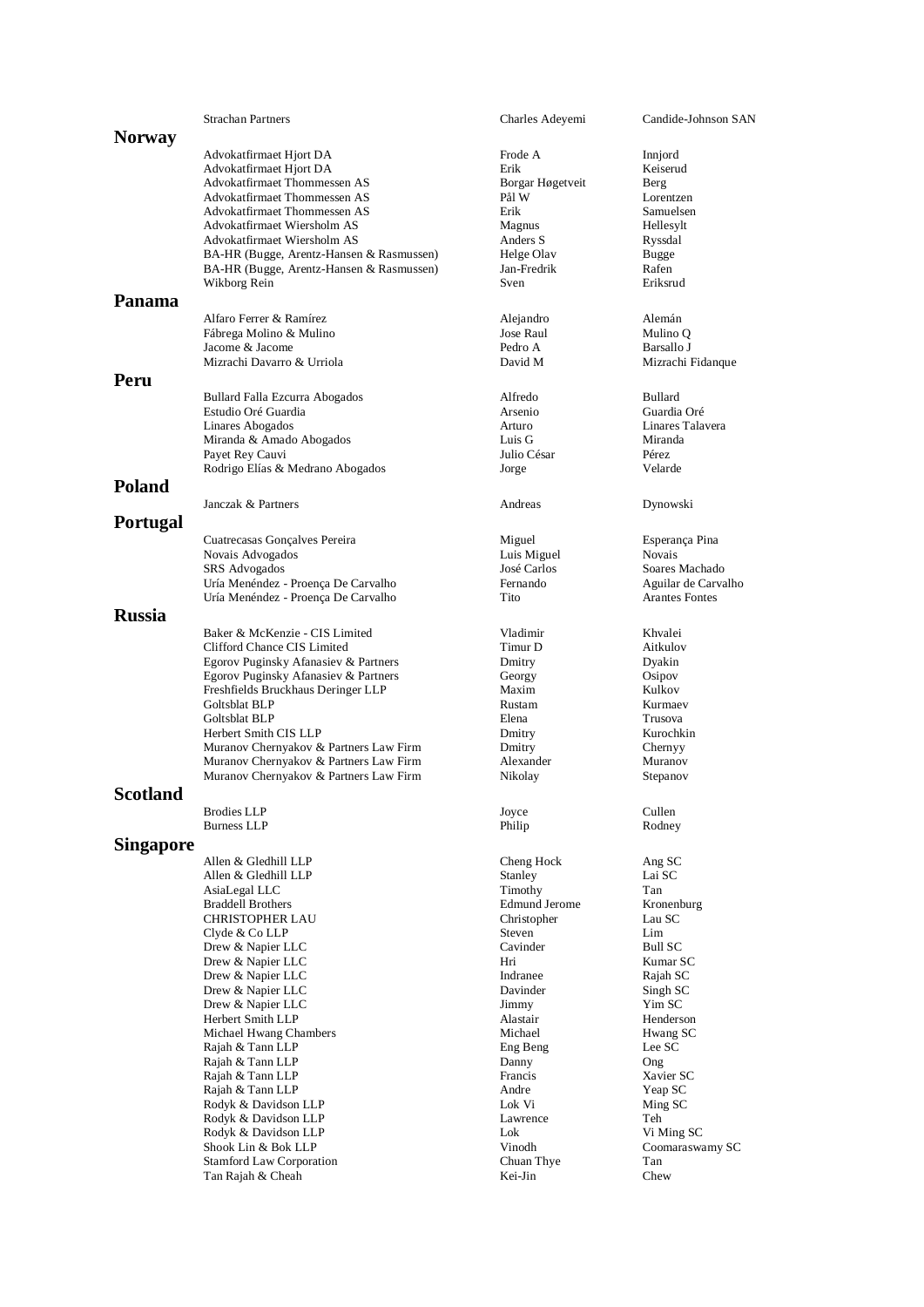| | | |
|---|---|---|
| Strachan Partners | Charles Adeyemi | Candide-Johnson SAN |

## Norway

| | | |
|---|---|---|
| Advokatfirmaet Hjort DA | Frode A | Innjord |
| Advokatfirmaet Hjort DA | Erik | Keiserud |
| Advokatfirmaet Thommessen AS | Borgar Høgetveit | Berg |
| Advokatfirmaet Thommessen AS | Pål W | Lorentzen |
| Advokatfirmaet Thommessen AS | Erik | Samuelsen |
| Advokatfirmaet Wiersholm AS | Magnus | Hellesylt |
| Advokatfirmaet Wiersholm AS | Anders S | Ryssdal |
| BA-HR (Bugge, Arentz-Hansen & Rasmussen) | Helge Olav | Bugge |
| BA-HR (Bugge, Arentz-Hansen & Rasmussen) | Jan-Fredrik | Rafen |
| Wikborg Rein | Sven | Eriksrud |

## Panama

| | | |
|---|---|---|
| Alfaro Ferrer & Ramírez | Alejandro | Alemán |
| Fábrega Molino & Mulino | Jose Raul | Mulino Q |
| Jacome & Jacome | Pedro A | Barsallo J |
| Mizrachi Davarro & Urriola | David M | Mizrachi Fidanque |

## Peru

| | | |
|---|---|---|
| Bullard Falla Ezcurra Abogados | Alfredo | Bullard |
| Estudio Oré Guardia | Arsenio | Guardia Oré |
| Linares Abogados | Arturo | Linares Talavera |
| Miranda & Amado Abogados | Luis G | Miranda |
| Payet Rey Cauvi | Julio César | Pérez |
| Rodrigo Elías & Medrano Abogados | Jorge | Velarde |

## Poland

| | | |
|---|---|---|
| Janczak & Partners | Andreas | Dynowski |

## Portugal

| | | |
|---|---|---|
| Cuatrecasas Gonçalves Pereira | Miguel | Esperança Pina |
| Novais Advogados | Luis Miguel | Novais |
| SRS Advogados | José Carlos | Soares Machado |
| Uría Menéndez - Proença De Carvalho | Fernando | Aguilar de Carvalho |
| Uría Menéndez - Proença De Carvalho | Tito | Arantes Fontes |

## Russia

| | | |
|---|---|---|
| Baker & McKenzie - CIS Limited | Vladimir | Khvalei |
| Clifford Chance CIS Limited | Timur D | Aitkulov |
| Egorov Puginsky Afanasiev & Partners | Dmitry | Dyakin |
| Egorov Puginsky Afanasiev & Partners | Georgy | Osipov |
| Freshfields Bruckhaus Deringer LLP | Maxim | Kulkov |
| Goltsblat BLP | Rustam | Kurmaev |
| Goltsblat BLP | Elena | Trusova |
| Herbert Smith CIS LLP | Dmitry | Kurochkin |
| Muranov Chernyakov & Partners Law Firm | Dmitry | Chernyy |
| Muranov Chernyakov & Partners Law Firm | Alexander | Muranov |
| Muranov Chernyakov & Partners Law Firm | Nikolay | Stepanov |

## Scotland

| | | |
|---|---|---|
| Brodies LLP | Joyce | Cullen |
| Burness LLP | Philip | Rodney |

## Singapore

| | | |
|---|---|---|
| Allen & Gledhill LLP | Cheng Hock | Ang SC |
| Allen & Gledhill LLP | Stanley | Lai SC |
| AsiaLegal LLC | Timothy | Tan |
| Braddell Brothers | Edmund Jerome | Kronenburg |
| CHRISTOPHER LAU | Christopher | Lau SC |
| Clyde & Co LLP | Steven | Lim |
| Drew & Napier LLC | Cavinder | Bull SC |
| Drew & Napier LLC | Hri | Kumar SC |
| Drew & Napier LLC | Indranee | Rajah SC |
| Drew & Napier LLC | Davinder | Singh SC |
| Drew & Napier LLC | Jimmy | Yim SC |
| Herbert Smith LLP | Alastair | Henderson |
| Michael Hwang Chambers | Michael | Hwang SC |
| Rajah & Tann LLP | Eng Beng | Lee SC |
| Rajah & Tann LLP | Danny | Ong |
| Rajah & Tann LLP | Francis | Xavier SC |
| Rajah & Tann LLP | Andre | Yeap SC |
| Rodyk & Davidson LLP | Lok Vi | Ming SC |
| Rodyk & Davidson LLP | Lawrence | Teh |
| Rodyk & Davidson LLP | Lok | Vi Ming SC |
| Shook Lin & Bok LLP | Vinodh | Coomaraswamy SC |
| Stamford Law Corporation | Chuan Thye | Tan |
| Tan Rajah & Cheah | Kei-Jin | Chew |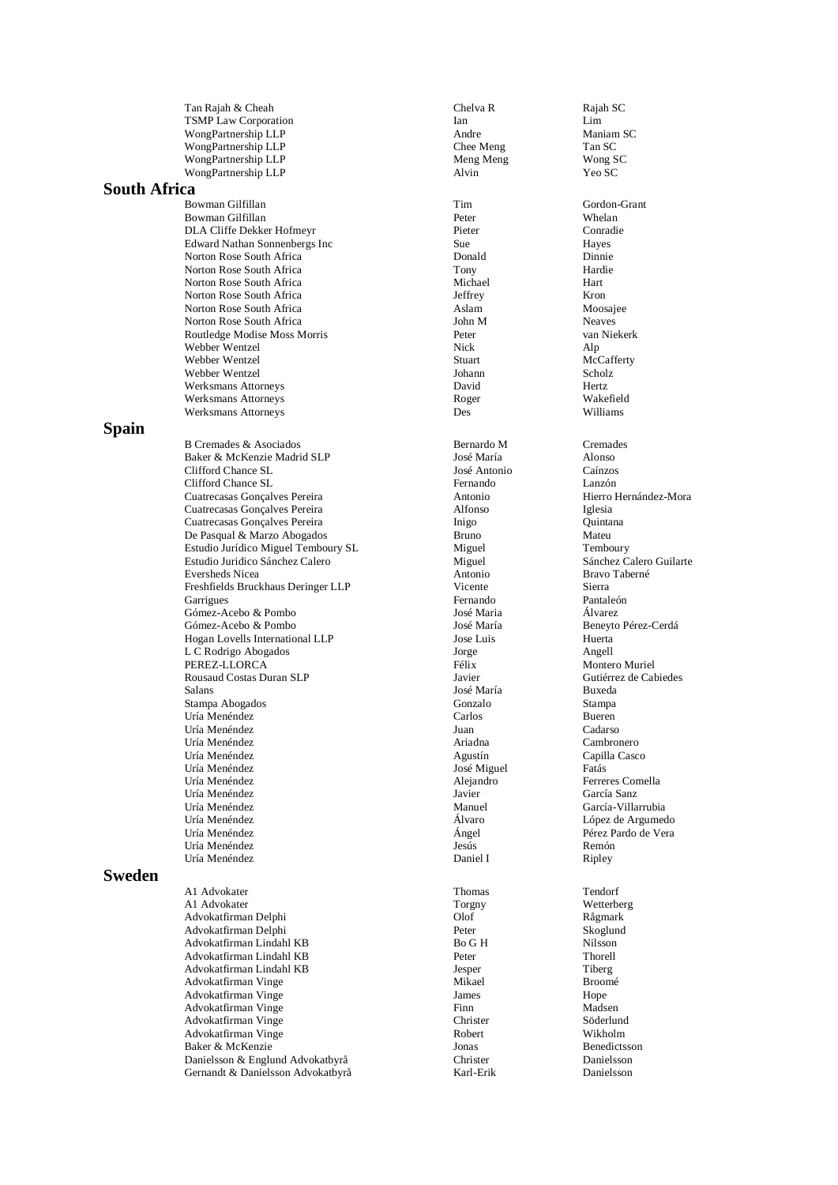| | | |
|---|---|---|
| Tan Rajah & Cheah | Chelva R | Rajah SC |
| TSMP Law Corporation | Ian | Lim |
| WongPartnership LLP | Andre | Maniam SC |
| WongPartnership LLP | Chee Meng | Tan SC |
| WongPartnership LLP | Meng Meng | Wong SC |
| WongPartnership LLP | Alvin | Yeo SC |

## South Africa

| | | |
|---|---|---|
| Bowman Gilfillan | Tim | Gordon-Grant |
| Bowman Gilfillan | Peter | Whelan |
| DLA Cliffe Dekker Hofmeyr | Pieter | Conradie |
| Edward Nathan Sonnenbergs Inc | Sue | Hayes |
| Norton Rose South Africa | Donald | Dinnie |
| Norton Rose South Africa | Tony | Hardie |
| Norton Rose South Africa | Michael | Hart |
| Norton Rose South Africa | Jeffrey | Kron |
| Norton Rose South Africa | Aslam | Moosajee |
| Norton Rose South Africa | John M | Neaves |
| Routledge Modise Moss Morris | Peter | van Niekerk |
| Webber Wentzel | Nick | Alp |
| Webber Wentzel | Stuart | McCafferty |
| Webber Wentzel | Johann | Scholz |
| Werksmans Attorneys | David | Hertz |
| Werksmans Attorneys | Roger | Wakefield |
| Werksmans Attorneys | Des | Williams |

## Spain

| | | |
|---|---|---|
| B Cremades & Asociados | Bernardo M | Cremades |
| Baker & McKenzie Madrid SLP | José María | Alonso |
| Clifford Chance SL | José Antonio | Caínzos |
| Clifford Chance SL | Fernando | Lanzón |
| Cuatrecasas Gonçalves Pereira | Antonio | Hierro Hernández-Mora |
| Cuatrecasas Gonçalves Pereira | Alfonso | Iglesia |
| Cuatrecasas Gonçalves Pereira | Inigo | Quintana |
| De Pasqual & Marzo Abogados | Bruno | Mateu |
| Estudio Jurídico Miguel Temboury SL | Miguel | Temboury |
| Estudio Juridico Sánchez Calero | Miguel | Sánchez Calero Guilarte |
| Eversheds Nicea | Antonio | Bravo Taberné |
| Freshfields Bruckhaus Deringer LLP | Vicente | Sierra |
| Garrigues | Fernando | Pantaleón |
| Gómez-Acebo & Pombo | José Maria | Álvarez |
| Gómez-Acebo & Pombo | José María | Beneyto Pérez-Cerdá |
| Hogan Lovells International LLP | Jose Luis | Huerta |
| L C Rodrigo Abogados | Jorge | Angell |
| PEREZ-LLORCA | Félix | Montero Muriel |
| Rousaud Costas Duran SLP | Javier | Gutiérrez de Cabiedes |
| Salans | José María | Buxeda |
| Stampa Abogados | Gonzalo | Stampa |
| Uría Menéndez | Carlos | Bueren |
| Uría Menéndez | Juan | Cadarso |
| Uría Menéndez | Ariadna | Cambronero |
| Uría Menéndez | Agustín | Capilla Casco |
| Uría Menéndez | José Miguel | Fatás |
| Uría Menéndez | Alejandro | Ferreres Comella |
| Uría Menéndez | Javier | García Sanz |
| Uría Menéndez | Manuel | García-Villarrubia |
| Uría Menéndez | Álvaro | López de Argumedo |
| Uría Menéndez | Ángel | Pérez Pardo de Vera |
| Uría Menéndez | Jesús | Remón |
| Uría Menéndez | Daniel I | Ripley |

## Sweden

| | | |
|---|---|---|
| A1 Advokater | Thomas | Tendorf |
| A1 Advokater | Torgny | Wetterberg |
| Advokatfirman Delphi | Olof | Rågmark |
| Advokatfirman Delphi | Peter | Skoglund |
| Advokatfirman Lindahl KB | Bo G H | Nilsson |
| Advokatfirman Lindahl KB | Peter | Thorell |
| Advokatfirman Lindahl KB | Jesper | Tiberg |
| Advokatfirman Vinge | Mikael | Broomé |
| Advokatfirman Vinge | James | Hope |
| Advokatfirman Vinge | Finn | Madsen |
| Advokatfirman Vinge | Christer | Söderlund |
| Advokatfirman Vinge | Robert | Wikholm |
| Baker & McKenzie | Jonas | Benedictsson |
| Danielsson & Englund Advokatbyrå | Christer | Danielsson |
| Gernandt & Danielsson Advokatbyrå | Karl-Erik | Danielsson |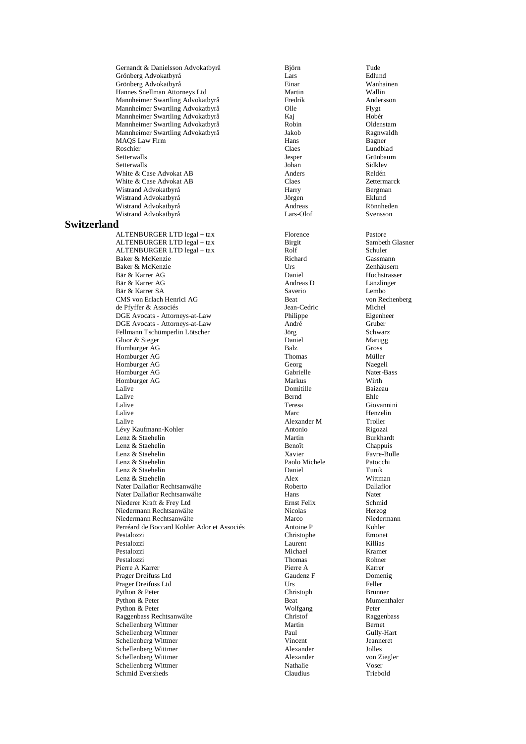| | | |
|---|---|---|
| Gernandt & Danielsson Advokatbyrå | Björn | Tude |
| Grönberg Advokatbyrå | Lars | Edlund |
| Grönberg Advokatbyrå | Einar | Wanhainen |
| Hannes Snellman Attorneys Ltd | Martin | Wallin |
| Mannheimer Swartling Advokatbyrå | Fredrik | Andersson |
| Mannheimer Swartling Advokatbyrå | Olle | Flygt |
| Mannheimer Swartling Advokatbyrå | Kaj | Hobér |
| Mannheimer Swartling Advokatbyrå | Robin | Oldenstam |
| Mannheimer Swartling Advokatbyrå | Jakob | Ragnwaldh |
| MAQS Law Firm | Hans | Bagner |
| Roschier | Claes | Lundblad |
| Setterwalls | Jesper | Grünbaum |
| Setterwalls | Johan | Sidklev |
| White & Case Advokat AB | Anders | Reldén |
| White & Case Advokat AB | Claes | Zettermarck |
| Wistrand Advokatbyrå | Harry | Bergman |
| Wistrand Advokatbyrå | Jörgen | Eklund |
| Wistrand Advokatbyrå | Andreas | Rönnheden |
| Wistrand Advokatbyrå | Lars-Olof | Svensson |

## Switzerland

| | | |
|---|---|---|
| ALTENBURGER LTD legal + tax | Florence | Pastore |
| ALTENBURGER LTD legal + tax | Birgit | Sambeth Glasner |
| ALTENBURGER LTD legal + tax | Rolf | Schuler |
| Baker & McKenzie | Richard | Gassmann |
| Baker & McKenzie | Urs | Zenhäusern |
| Bär & Karrer AG | Daniel | Hochstrasser |
| Bär & Karrer AG | Andreas D | Länzlinger |
| Bär & Karrer SA | Saverio | Lembo |
| CMS von Erlach Henrici AG | Beat | von Rechenberg |
| de Pfyffer & Associés | Jean-Cedric | Michel |
| DGE Avocats - Attorneys-at-Law | Philippe | Eigenheer |
| DGE Avocats - Attorneys-at-Law | André | Gruber |
| Fellmann Tschümperlin Lötscher | Jörg | Schwarz |
| Gloor & Sieger | Daniel | Marugg |
| Homburger AG | Balz | Gross |
| Homburger AG | Thomas | Müller |
| Homburger AG | Georg | Naegeli |
| Homburger AG | Gabrielle | Nater-Bass |
| Homburger AG | Markus | Wirth |
| Lalive | Domitille | Baizeau |
| Lalive | Bernd | Ehle |
| Lalive | Teresa | Giovannini |
| Lalive | Marc | Henzelin |
| Lalive | Alexander M | Troller |
| Lévy Kaufmann-Kohler | Antonio | Rigozzi |
| Lenz & Staehelin | Martin | Burkhardt |
| Lenz & Staehelin | Benoît | Chappuis |
| Lenz & Staehelin | Xavier | Favre-Bulle |
| Lenz & Staehelin | Paolo Michele | Patocchi |
| Lenz & Staehelin | Daniel | Tunik |
| Lenz & Staehelin | Alex | Wittman |
| Nater Dallafior Rechtsanwälte | Roberto | Dallafior |
| Nater Dallafior Rechtsanwälte | Hans | Nater |
| Niederer Kraft & Frey Ltd | Ernst Felix | Schmid |
| Niedermann Rechtsanwälte | Nicolas | Herzog |
| Niedermann Rechtsanwälte | Marco | Niedermann |
| Perréard de Boccard Kohler Ador et Associés | Antoine P | Kohler |
| Pestalozzi | Christophe | Emonet |
| Pestalozzi | Laurent | Killias |
| Pestalozzi | Michael | Kramer |
| Pestalozzi | Thomas | Rohner |
| Pierre A Karrer | Pierre A | Karrer |
| Prager Dreifuss Ltd | Gaudenz F | Domenig |
| Prager Dreifuss Ltd | Urs | Feller |
| Python & Peter | Christoph | Brunner |
| Python & Peter | Beat | Mumenthaler |
| Python & Peter | Wolfgang | Peter |
| Raggenbass Rechtsanwälte | Christof | Raggenbass |
| Schellenberg Wittmer | Martin | Bernet |
| Schellenberg Wittmer | Paul | Gully-Hart |
| Schellenberg Wittmer | Vincent | Jeanneret |
| Schellenberg Wittmer | Alexander | Jolles |
| Schellenberg Wittmer | Alexander | von Ziegler |
| Schellenberg Wittmer | Nathalie | Voser |
| Schmid Eversheds | Claudius | Triebold |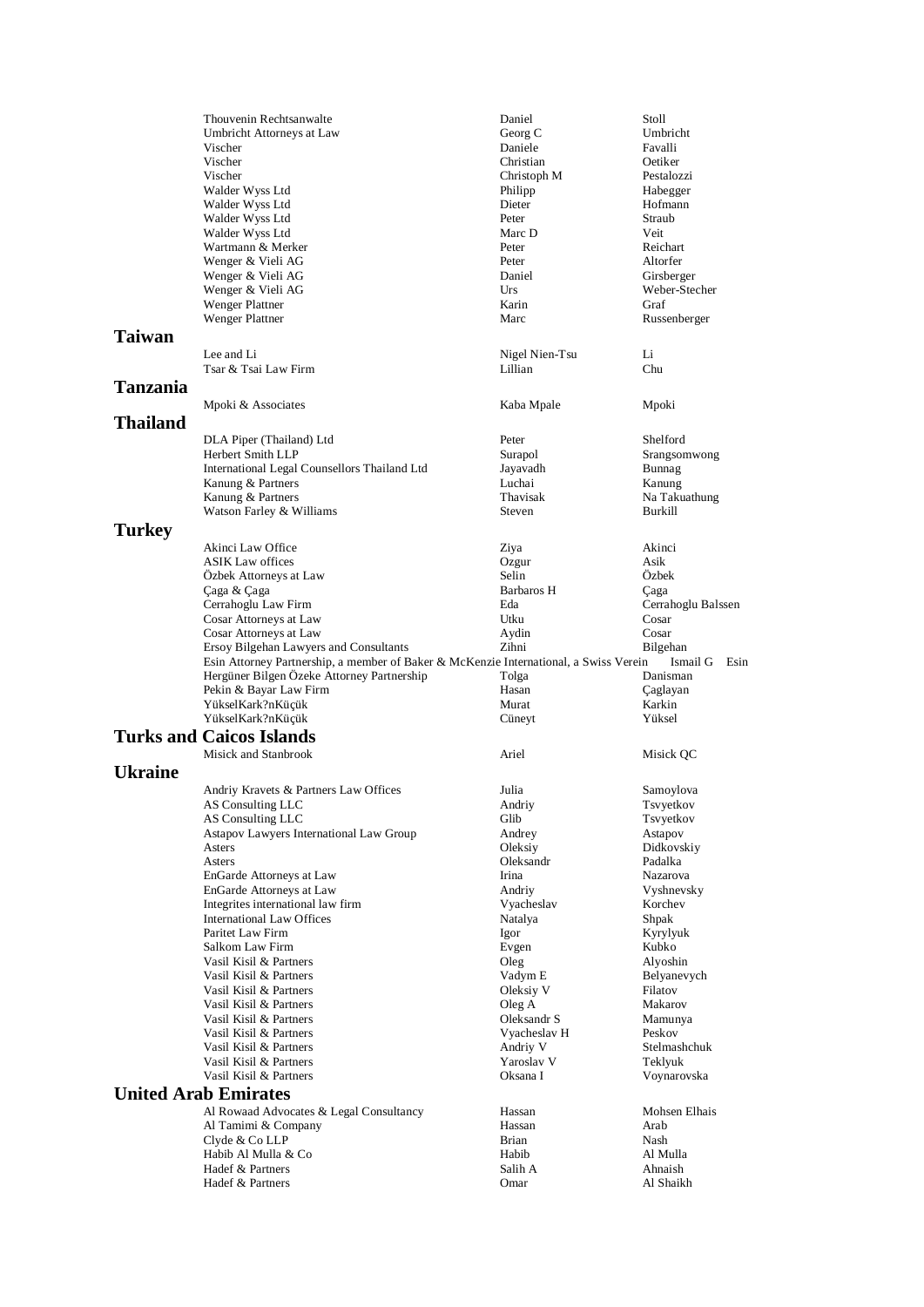| Firm | First name | Last name |
| --- | --- | --- |
| Thouvenin Rechtsanwalte | Daniel | Stoll |
| Umbricht Attorneys at Law | Georg C | Umbricht |
| Vischer | Daniele | Favalli |
| Vischer | Christian | Oetiker |
| Vischer | Christoph M | Pestalozzi |
| Walder Wyss Ltd | Philipp | Habegger |
| Walder Wyss Ltd | Dieter | Hofmann |
| Walder Wyss Ltd | Peter | Straub |
| Walder Wyss Ltd | Marc D | Veit |
| Wartmann & Merker | Peter | Reichart |
| Wenger & Vieli AG | Peter | Altorfer |
| Wenger & Vieli AG | Daniel | Girsberger |
| Wenger & Vieli AG | Urs | Weber-Stecher |
| Wenger Plattner | Karin | Graf |
| Wenger Plattner | Marc | Russenberger |

## Taiwan

| Firm | First name | Last name |
| --- | --- | --- |
| Lee and Li | Nigel Nien-Tsu | Li |
| Tsar & Tsai Law Firm | Lillian | Chu |

## Tanzania

| Firm | First name | Last name |
| --- | --- | --- |
| Mpoki & Associates | Kaba Mpale | Mpoki |

## Thailand

| Firm | First name | Last name |
| --- | --- | --- |
| DLA Piper (Thailand) Ltd | Peter | Shelford |
| Herbert Smith LLP | Surapol | Srangsomwong |
| International Legal Counsellors Thailand Ltd | Jayavadh | Bunnag |
| Kanung & Partners | Luchai | Kanung |
| Kanung & Partners | Thavisak | Na Takuathung |
| Watson Farley & Williams | Steven | Burkill |

## Turkey

| Firm | First name | Last name |
| --- | --- | --- |
| Akinci Law Office | Ziya | Akinci |
| ASIK Law offices | Ozgur | Asik |
| Özbek Attorneys at Law | Selin | Özbek |
| Çaga & Çaga | Barbaros H | Çaga |
| Cerrahoglu Law Firm | Eda | Cerrahoglu Balssen |
| Cosar Attorneys at Law | Utku | Cosar |
| Cosar Attorneys at Law | Aydin | Cosar |
| Ersoy Bilgehan Lawyers and Consultants | Zihni | Bilgehan |
| Esin Attorney Partnership, a member of Baker & McKenzie International, a Swiss Verein | Ismail G | Esin |
| Hergüner Bilgen Özeke Attorney Partnership | Tolga | Danisman |
| Pekin & Bayar Law Firm | Hasan | Çaglayan |
| YükselKark?nKüçük | Murat | Karkin |
| YükselKark?nKüçük | Cüneyt | Yüksel |

## Turks and Caicos Islands

| Firm | First name | Last name |
| --- | --- | --- |
| Misick and Stanbrook | Ariel | Misick QC |

## Ukraine

| Firm | First name | Last name |
| --- | --- | --- |
| Andriy Kravets & Partners Law Offices | Julia | Samoylova |
| AS Consulting LLC | Andriy | Tsvyetkov |
| AS Consulting LLC | Glib | Tsvyetkov |
| Astapov Lawyers International Law Group | Andrey | Astapov |
| Asters | Oleksiy | Didkovskiy |
| Asters | Oleksandr | Padalka |
| EnGarde Attorneys at Law | Irina | Nazarova |
| EnGarde Attorneys at Law | Andriy | Vyshnevsky |
| Integrites international law firm | Vyacheslav | Korchev |
| International Law Offices | Natalya | Shpak |
| Paritet Law Firm | Igor | Kyrylyuk |
| Salkom Law Firm | Evgen | Kubko |
| Vasil Kisil & Partners | Oleg | Alyoshin |
| Vasil Kisil & Partners | Vadym E | Belyanevych |
| Vasil Kisil & Partners | Oleksiy V | Filatov |
| Vasil Kisil & Partners | Oleg A | Makarov |
| Vasil Kisil & Partners | Oleksandr S | Mamunya |
| Vasil Kisil & Partners | Vyacheslav H | Peskov |
| Vasil Kisil & Partners | Andriy V | Stelmashchuk |
| Vasil Kisil & Partners | Yaroslav V | Teklyuk |
| Vasil Kisil & Partners | Oksana I | Voynarovska |

## United Arab Emirates

| Firm | First name | Last name |
| --- | --- | --- |
| Al Rowaad Advocates & Legal Consultancy | Hassan | Mohsen Elhais |
| Al Tamimi & Company | Hassan | Arab |
| Clyde & Co LLP | Brian | Nash |
| Habib Al Mulla & Co | Habib | Al Mulla |
| Hadef & Partners | Salih A | Ahnaish |
| Hadef & Partners | Omar | Al Shaikh |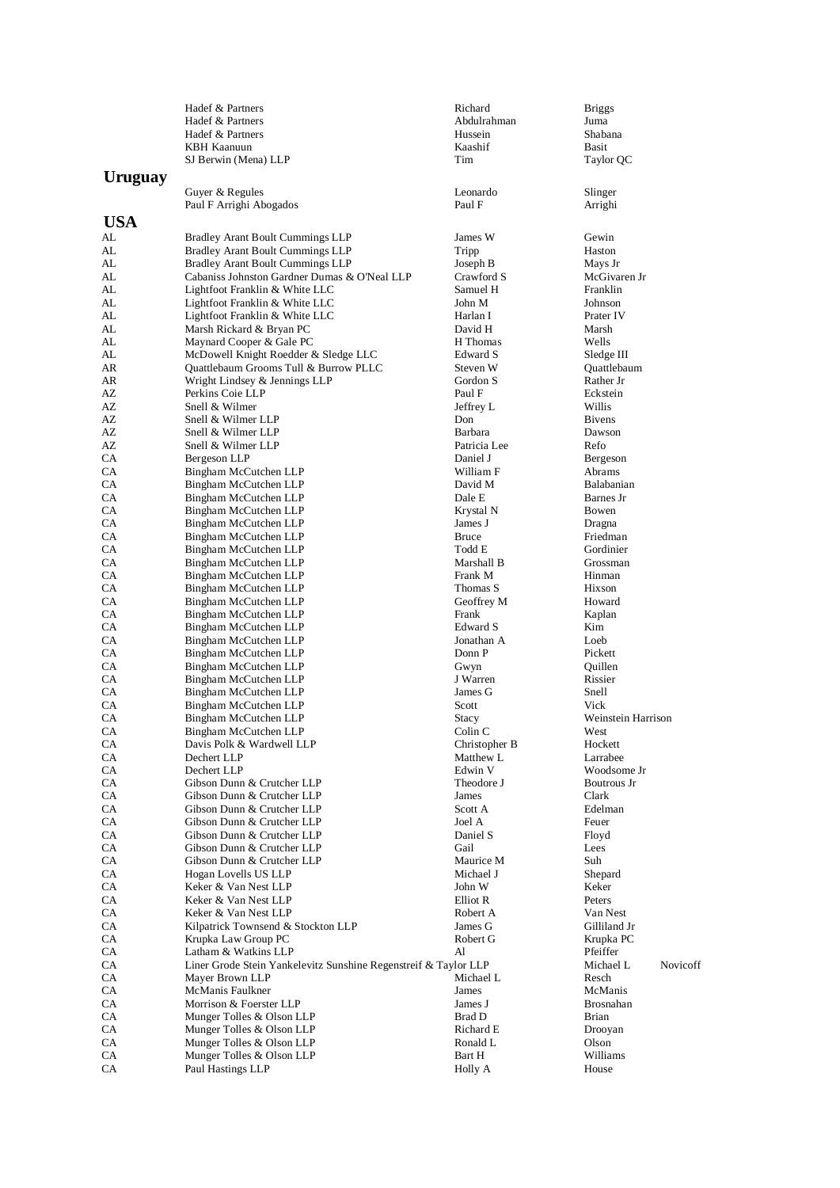| | Firm | First Name | Last Name |
|---|---|---|---|
| | Hadef & Partners | Richard | Briggs |
| | Hadef & Partners | Abdulrahman | Juma |
| | Hadef & Partners | Hussein | Shabana |
| | KBH Kaanuun | Kaashif | Basit |
| | SJ Berwin (Mena) LLP | Tim | Taylor QC |

## Uruguay

| | Firm | First Name | Last Name |
|---|---|---|---|
| | Guyer & Regules | Leonardo | Slinger |
| | Paul F Arrighi Abogados | Paul F | Arrighi |

## USA

| State | Firm | First Name | Last Name |
|---|---|---|---|
| AL | Bradley Arant Boult Cummings LLP | James W | Gewin |
| AL | Bradley Arant Boult Cummings LLP | Tripp | Haston |
| AL | Bradley Arant Boult Cummings LLP | Joseph B | Mays Jr |
| AL | Cabaniss Johnston Gardner Dumas & O'Neal LLP | Crawford S | McGivaren Jr |
| AL | Lightfoot Franklin & White LLC | Samuel H | Franklin |
| AL | Lightfoot Franklin & White LLC | John M | Johnson |
| AL | Lightfoot Franklin & White LLC | Harlan I | Prater IV |
| AL | Marsh Rickard & Bryan PC | David H | Marsh |
| AL | Maynard Cooper & Gale PC | H Thomas | Wells |
| AL | McDowell Knight Roedder & Sledge LLC | Edward S | Sledge III |
| AR | Quattlebaum Grooms Tull & Burrow PLLC | Steven W | Quattlebaum |
| AR | Wright Lindsey & Jennings LLP | Gordon S | Rather Jr |
| AZ | Perkins Coie LLP | Paul F | Eckstein |
| AZ | Snell & Wilmer | Jeffrey L | Willis |
| AZ | Snell & Wilmer LLP | Don | Bivens |
| AZ | Snell & Wilmer LLP | Barbara | Dawson |
| AZ | Snell & Wilmer LLP | Patricia Lee | Refo |
| CA | Bergeson LLP | Daniel J | Bergeson |
| CA | Bingham McCutchen LLP | William F | Abrams |
| CA | Bingham McCutchen LLP | David M | Balabanian |
| CA | Bingham McCutchen LLP | Dale E | Barnes Jr |
| CA | Bingham McCutchen LLP | Krystal N | Bowen |
| CA | Bingham McCutchen LLP | James J | Dragna |
| CA | Bingham McCutchen LLP | Bruce | Friedman |
| CA | Bingham McCutchen LLP | Todd E | Gordinier |
| CA | Bingham McCutchen LLP | Marshall B | Grossman |
| CA | Bingham McCutchen LLP | Frank M | Hinman |
| CA | Bingham McCutchen LLP | Thomas S | Hixson |
| CA | Bingham McCutchen LLP | Geoffrey M | Howard |
| CA | Bingham McCutchen LLP | Frank | Kaplan |
| CA | Bingham McCutchen LLP | Edward S | Kim |
| CA | Bingham McCutchen LLP | Jonathan A | Loeb |
| CA | Bingham McCutchen LLP | Donn P | Pickett |
| CA | Bingham McCutchen LLP | Gwyn | Quillen |
| CA | Bingham McCutchen LLP | J Warren | Rissier |
| CA | Bingham McCutchen LLP | James G | Snell |
| CA | Bingham McCutchen LLP | Scott | Vick |
| CA | Bingham McCutchen LLP | Stacy | Weinstein Harrison |
| CA | Bingham McCutchen LLP | Colin C | West |
| CA | Davis Polk & Wardwell LLP | Christopher B | Hockett |
| CA | Dechert LLP | Matthew L | Larrabee |
| CA | Dechert LLP | Edwin V | Woodsome Jr |
| CA | Gibson Dunn & Crutcher LLP | Theodore J | Boutrous Jr |
| CA | Gibson Dunn & Crutcher LLP | James | Clark |
| CA | Gibson Dunn & Crutcher LLP | Scott A | Edelman |
| CA | Gibson Dunn & Crutcher LLP | Joel A | Feuer |
| CA | Gibson Dunn & Crutcher LLP | Daniel S | Floyd |
| CA | Gibson Dunn & Crutcher LLP | Gail | Lees |
| CA | Gibson Dunn & Crutcher LLP | Maurice M | Suh |
| CA | Hogan Lovells US LLP | Michael J | Shepard |
| CA | Keker & Van Nest LLP | John W | Keker |
| CA | Keker & Van Nest LLP | Elliot R | Peters |
| CA | Keker & Van Nest LLP | Robert A | Van Nest |
| CA | Kilpatrick Townsend & Stockton LLP | James G | Gilliland Jr |
| CA | Krupka Law Group PC | Robert G | Krupka PC |
| CA | Latham & Watkins LLP | Al | Pfeiffer |
| CA | Liner Grode Stein Yankelevitz Sunshine Regenstreif & Taylor LLP | Michael L | Novicoff |
| CA | Mayer Brown LLP | Michael L | Resch |
| CA | McManis Faulkner | James | McManis |
| CA | Morrison & Foerster LLP | James J | Brosnahan |
| CA | Munger Tolles & Olson LLP | Brad D | Brian |
| CA | Munger Tolles & Olson LLP | Richard E | Drooyan |
| CA | Munger Tolles & Olson LLP | Ronald L | Olson |
| CA | Munger Tolles & Olson LLP | Bart H | Williams |
| CA | Paul Hastings LLP | Holly A | House |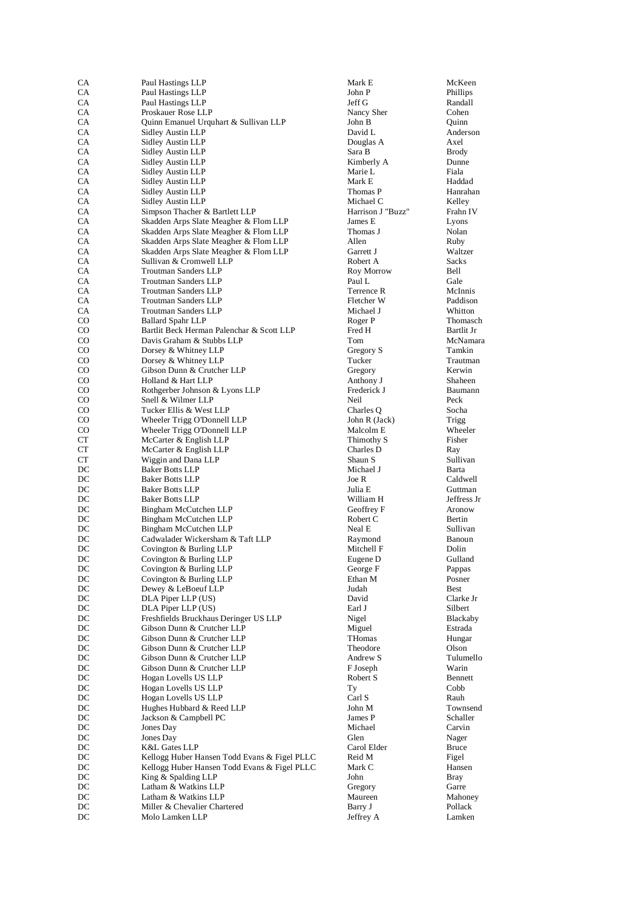| | | | |
|---|---|---|---|
| CA | Paul Hastings LLP | Mark E | McKeen |
| CA | Paul Hastings LLP | John P | Phillips |
| CA | Paul Hastings LLP | Jeff G | Randall |
| CA | Proskauer Rose LLP | Nancy Sher | Cohen |
| CA | Quinn Emanuel Urquhart & Sullivan LLP | John B | Quinn |
| CA | Sidley Austin LLP | David L | Anderson |
| CA | Sidley Austin LLP | Douglas A | Axel |
| CA | Sidley Austin LLP | Sara B | Brody |
| CA | Sidley Austin LLP | Kimberly A | Dunne |
| CA | Sidley Austin LLP | Marie L | Fiala |
| CA | Sidley Austin LLP | Mark E | Haddad |
| CA | Sidley Austin LLP | Thomas P | Hanrahan |
| CA | Sidley Austin LLP | Michael C | Kelley |
| CA | Simpson Thacher & Bartlett LLP | Harrison J "Buzz" | Frahn IV |
| CA | Skadden Arps Slate Meagher & Flom LLP | James E | Lyons |
| CA | Skadden Arps Slate Meagher & Flom LLP | Thomas J | Nolan |
| CA | Skadden Arps Slate Meagher & Flom LLP | Allen | Ruby |
| CA | Skadden Arps Slate Meagher & Flom LLP | Garrett J | Waltzer |
| CA | Sullivan & Cromwell LLP | Robert A | Sacks |
| CA | Troutman Sanders LLP | Roy Morrow | Bell |
| CA | Troutman Sanders LLP | Paul L | Gale |
| CA | Troutman Sanders LLP | Terrence R | McInnis |
| CA | Troutman Sanders LLP | Fletcher W | Paddison |
| CA | Troutman Sanders LLP | Michael J | Whitton |
| CO | Ballard Spahr LLP | Roger P | Thomasch |
| CO | Bartlit Beck Herman Palenchar & Scott LLP | Fred H | Bartlit Jr |
| CO | Davis Graham & Stubbs LLP | Tom | McNamara |
| CO | Dorsey & Whitney LLP | Gregory S | Tamkin |
| CO | Dorsey & Whitney LLP | Tucker | Trautman |
| CO | Gibson Dunn & Crutcher LLP | Gregory | Kerwin |
| CO | Holland & Hart LLP | Anthony J | Shaheen |
| CO | Rothgerber Johnson & Lyons LLP | Frederick J | Baumann |
| CO | Snell & Wilmer LLP | Neil | Peck |
| CO | Tucker Ellis & West LLP | Charles Q | Socha |
| CO | Wheeler Trigg O'Donnell LLP | John R (Jack) | Trigg |
| CO | Wheeler Trigg O'Donnell LLP | Malcolm E | Wheeler |
| CT | McCarter & English LLP | Thimothy S | Fisher |
| CT | McCarter & English LLP | Charles D | Ray |
| CT | Wiggin and Dana LLP | Shaun S | Sullivan |
| DC | Baker Botts LLP | Michael J | Barta |
| DC | Baker Botts LLP | Joe R | Caldwell |
| DC | Baker Botts LLP | Julia E | Guttman |
| DC | Baker Botts LLP | William H | Jeffress Jr |
| DC | Bingham McCutchen LLP | Geoffrey F | Aronow |
| DC | Bingham McCutchen LLP | Robert C | Bertin |
| DC | Bingham McCutchen LLP | Neal E | Sullivan |
| DC | Cadwalader Wickersham & Taft LLP | Raymond | Banoun |
| DC | Covington & Burling LLP | Mitchell F | Dolin |
| DC | Covington & Burling LLP | Eugene D | Gulland |
| DC | Covington & Burling LLP | George F | Pappas |
| DC | Covington & Burling LLP | Ethan M | Posner |
| DC | Dewey & LeBoeuf LLP | Judah | Best |
| DC | DLA Piper LLP (US) | David | Clarke Jr |
| DC | DLA Piper LLP (US) | Earl J | Silbert |
| DC | Freshfields Bruckhaus Deringer US LLP | Nigel | Blackaby |
| DC | Gibson Dunn & Crutcher LLP | Miguel | Estrada |
| DC | Gibson Dunn & Crutcher LLP | THomas | Hungar |
| DC | Gibson Dunn & Crutcher LLP | Theodore | Olson |
| DC | Gibson Dunn & Crutcher LLP | Andrew S | Tulumello |
| DC | Gibson Dunn & Crutcher LLP | F Joseph | Warin |
| DC | Hogan Lovells US LLP | Robert S | Bennett |
| DC | Hogan Lovells US LLP | Ty | Cobb |
| DC | Hogan Lovells US LLP | Carl S | Rauh |
| DC | Hughes Hubbard & Reed LLP | John M | Townsend |
| DC | Jackson & Campbell PC | James P | Schaller |
| DC | Jones Day | Michael | Carvin |
| DC | Jones Day | Glen | Nager |
| DC | K&L Gates LLP | Carol Elder | Bruce |
| DC | Kellogg Huber Hansen Todd Evans & Figel PLLC | Reid M | Figel |
| DC | Kellogg Huber Hansen Todd Evans & Figel PLLC | Mark C | Hansen |
| DC | King & Spalding LLP | John | Bray |
| DC | Latham & Watkins LLP | Gregory | Garre |
| DC | Latham & Watkins LLP | Maureen | Mahoney |
| DC | Miller & Chevalier Chartered | Barry J | Pollack |
| DC | Molo Lamken LLP | Jeffrey A | Lamken |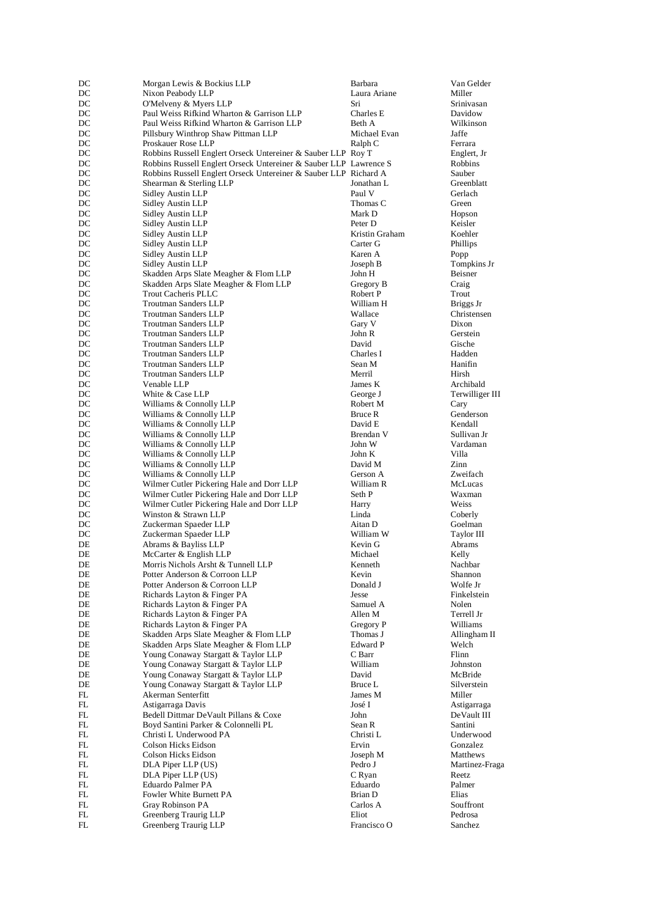| DC | Morgan Lewis & Bockius LLP | Barbara | Van Gelder |
|---|---|---|---|
| DC | Nixon Peabody LLP | Laura Ariane | Miller |
| DC | O'Melveny & Myers LLP | Sri | Srinivasan |
| DC | Paul Weiss Rifkind Wharton & Garrison LLP | Charles E | Davidow |
| DC | Paul Weiss Rifkind Wharton & Garrison LLP | Beth A | Wilkinson |
| DC | Pillsbury Winthrop Shaw Pittman LLP | Michael Evan | Jaffe |
| DC | Proskauer Rose LLP | Ralph C | Ferrara |
| DC | Robbins Russell Englert Orseck Untereiner & Sauber LLP | Roy T | Englert, Jr |
| DC | Robbins Russell Englert Orseck Untereiner & Sauber LLP | Lawrence S | Robbins |
| DC | Robbins Russell Englert Orseck Untereiner & Sauber LLP | Richard A | Sauber |
| DC | Shearman & Sterling LLP | Jonathan L | Greenblatt |
| DC | Sidley Austin LLP | Paul V | Gerlach |
| DC | Sidley Austin LLP | Thomas C | Green |
| DC | Sidley Austin LLP | Mark D | Hopson |
| DC | Sidley Austin LLP | Peter D | Keisler |
| DC | Sidley Austin LLP | Kristin Graham | Koehler |
| DC | Sidley Austin LLP | Carter G | Phillips |
| DC | Sidley Austin LLP | Karen A | Popp |
| DC | Sidley Austin LLP | Joseph B | Tompkins Jr |
| DC | Skadden Arps Slate Meagher & Flom LLP | John H | Beisner |
| DC | Skadden Arps Slate Meagher & Flom LLP | Gregory B | Craig |
| DC | Trout Cacheris PLLC | Robert P | Trout |
| DC | Troutman Sanders LLP | William H | Briggs Jr |
| DC | Troutman Sanders LLP | Wallace | Christensen |
| DC | Troutman Sanders LLP | Gary V | Dixon |
| DC | Troutman Sanders LLP | John R | Gerstein |
| DC | Troutman Sanders LLP | David | Gische |
| DC | Troutman Sanders LLP | Charles I | Hadden |
| DC | Troutman Sanders LLP | Sean M | Hanifin |
| DC | Troutman Sanders LLP | Merril | Hirsh |
| DC | Venable LLP | James K | Archibald |
| DC | White & Case LLP | George J | Terwilliger III |
| DC | Williams & Connolly LLP | Robert M | Cary |
| DC | Williams & Connolly LLP | Bruce R | Genderson |
| DC | Williams & Connolly LLP | David E | Kendall |
| DC | Williams & Connolly LLP | Brendan V | Sullivan Jr |
| DC | Williams & Connolly LLP | John W | Vardaman |
| DC | Williams & Connolly LLP | John K | Villa |
| DC | Williams & Connolly LLP | David M | Zinn |
| DC | Williams & Connolly LLP | Gerson A | Zweifach |
| DC | Wilmer Cutler Pickering Hale and Dorr LLP | William R | McLucas |
| DC | Wilmer Cutler Pickering Hale and Dorr LLP | Seth P | Waxman |
| DC | Wilmer Cutler Pickering Hale and Dorr LLP | Harry | Weiss |
| DC | Winston & Strawn LLP | Linda | Coberly |
| DC | Zuckerman Spaeder LLP | Aitan D | Goelman |
| DC | Zuckerman Spaeder LLP | William W | Taylor III |
| DE | Abrams & Bayliss LLP | Kevin G | Abrams |
| DE | McCarter & English LLP | Michael | Kelly |
| DE | Morris Nichols Arsht & Tunnell LLP | Kenneth | Nachbar |
| DE | Potter Anderson & Corroon LLP | Kevin | Shannon |
| DE | Potter Anderson & Corroon LLP | Donald J | Wolfe Jr |
| DE | Richards Layton & Finger PA | Jesse | Finkelstein |
| DE | Richards Layton & Finger PA | Samuel A | Nolen |
| DE | Richards Layton & Finger PA | Allen M | Terrell Jr |
| DE | Richards Layton & Finger PA | Gregory P | Williams |
| DE | Skadden Arps Slate Meagher & Flom LLP | Thomas J | Allingham II |
| DE | Skadden Arps Slate Meagher & Flom LLP | Edward P | Welch |
| DE | Young Conaway Stargatt & Taylor LLP | C Barr | Flinn |
| DE | Young Conaway Stargatt & Taylor LLP | William | Johnston |
| DE | Young Conaway Stargatt & Taylor LLP | David | McBride |
| DE | Young Conaway Stargatt & Taylor LLP | Bruce L | Silverstein |
| FL | Akerman Senterfitt | James M | Miller |
| FL | Astigarraga Davis | José I | Astigarraga |
| FL | Bedell Dittmar DeVault Pillans & Coxe | John | DeVault III |
| FL | Boyd Santini Parker & Colonnelli PL | Sean R | Santini |
| FL | Christi L Underwood PA | Christi L | Underwood |
| FL | Colson Hicks Eidson | Ervin | Gonzalez |
| FL | Colson Hicks Eidson | Joseph M | Matthews |
| FL | DLA Piper LLP (US) | Pedro J | Martinez-Fraga |
| FL | DLA Piper LLP (US) | C Ryan | Reetz |
| FL | Eduardo Palmer PA | Eduardo | Palmer |
| FL | Fowler White Burnett PA | Brian D | Elias |
| FL | Gray Robinson PA | Carlos A | Souffront |
| FL | Greenberg Traurig LLP | Eliot | Pedrosa |
| FL | Greenberg Traurig LLP | Francisco O | Sanchez |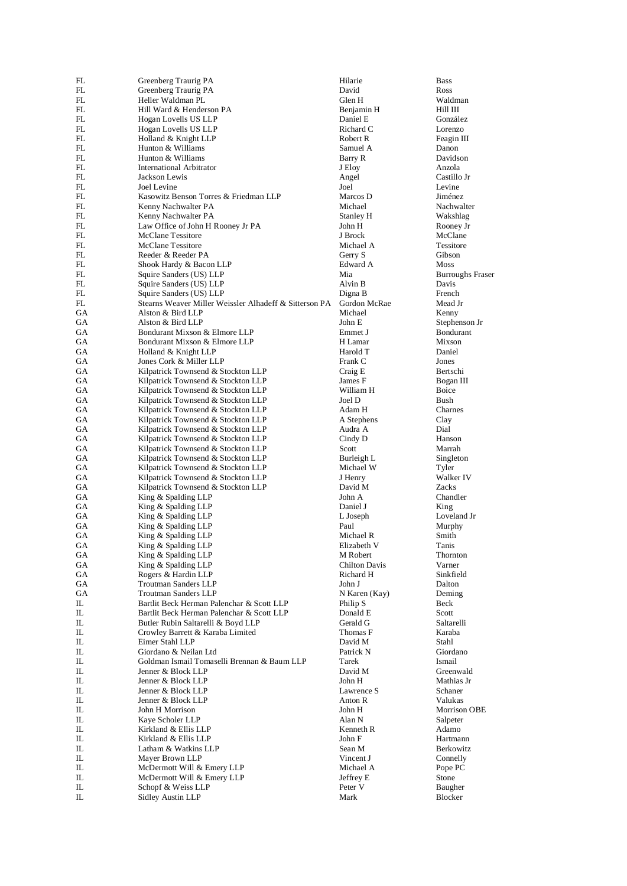| | | | |
|---|---|---|---|
| FL | Greenberg Traurig PA | Hilarie | Bass |
| FL | Greenberg Traurig PA | David | Ross |
| FL | Heller Waldman PL | Glen H | Waldman |
| FL | Hill Ward & Henderson PA | Benjamin H | Hill III |
| FL | Hogan Lovells US LLP | Daniel E | González |
| FL | Hogan Lovells US LLP | Richard C | Lorenzo |
| FL | Holland & Knight LLP | Robert R | Feagin III |
| FL | Hunton & Williams | Samuel A | Danon |
| FL | Hunton & Williams | Barry R | Davidson |
| FL | International Arbitrator | J Eloy | Anzola |
| FL | Jackson Lewis | Angel | Castillo Jr |
| FL | Joel Levine | Joel | Levine |
| FL | Kasowitz Benson Torres & Friedman LLP | Marcos D | Jiménez |
| FL | Kenny Nachwalter PA | Michael | Nachwalter |
| FL | Kenny Nachwalter PA | Stanley H | Wakshlag |
| FL | Law Office of John H Rooney Jr PA | John H | Rooney Jr |
| FL | McClane Tessitore | J Brock | McClane |
| FL | McClane Tessitore | Michael A | Tessitore |
| FL | Reeder & Reeder PA | Gerry S | Gibson |
| FL | Shook Hardy & Bacon LLP | Edward A | Moss |
| FL | Squire Sanders (US) LLP | Mia | Burroughs Fraser |
| FL | Squire Sanders (US) LLP | Alvin B | Davis |
| FL | Squire Sanders (US) LLP | Digna B | French |
| FL | Stearns Weaver Miller Weissler Alhadeff & Sitterson PA | Gordon McRae | Mead Jr |
| GA | Alston & Bird LLP | Michael | Kenny |
| GA | Alston & Bird LLP | John E | Stephenson Jr |
| GA | Bondurant Mixson & Elmore LLP | Emmet J | Bondurant |
| GA | Bondurant Mixson & Elmore LLP | H Lamar | Mixson |
| GA | Holland & Knight LLP | Harold T | Daniel |
| GA | Jones Cork & Miller LLP | Frank C | Jones |
| GA | Kilpatrick Townsend & Stockton LLP | Craig E | Bertschi |
| GA | Kilpatrick Townsend & Stockton LLP | James F | Bogan III |
| GA | Kilpatrick Townsend & Stockton LLP | William H | Boice |
| GA | Kilpatrick Townsend & Stockton LLP | Joel D | Bush |
| GA | Kilpatrick Townsend & Stockton LLP | Adam H | Charnes |
| GA | Kilpatrick Townsend & Stockton LLP | A Stephens | Clay |
| GA | Kilpatrick Townsend & Stockton LLP | Audra A | Dial |
| GA | Kilpatrick Townsend & Stockton LLP | Cindy D | Hanson |
| GA | Kilpatrick Townsend & Stockton LLP | Scott | Marrah |
| GA | Kilpatrick Townsend & Stockton LLP | Burleigh L | Singleton |
| GA | Kilpatrick Townsend & Stockton LLP | Michael W | Tyler |
| GA | Kilpatrick Townsend & Stockton LLP | J Henry | Walker IV |
| GA | Kilpatrick Townsend & Stockton LLP | David M | Zacks |
| GA | King & Spalding LLP | John A | Chandler |
| GA | King & Spalding LLP | Daniel J | King |
| GA | King & Spalding LLP | L Joseph | Loveland Jr |
| GA | King & Spalding LLP | Paul | Murphy |
| GA | King & Spalding LLP | Michael R | Smith |
| GA | King & Spalding LLP | Elizabeth V | Tanis |
| GA | King & Spalding LLP | M Robert | Thornton |
| GA | King & Spalding LLP | Chilton Davis | Varner |
| GA | Rogers & Hardin LLP | Richard H | Sinkfield |
| GA | Troutman Sanders LLP | John J | Dalton |
| GA | Troutman Sanders LLP | N Karen (Kay) | Deming |
| IL | Bartlit Beck Herman Palenchar & Scott LLP | Philip S | Beck |
| IL | Bartlit Beck Herman Palenchar & Scott LLP | Donald E | Scott |
| IL | Butler Rubin Saltarelli & Boyd LLP | Gerald G | Saltarelli |
| IL | Crowley Barrett & Karaba Limited | Thomas F | Karaba |
| IL | Eimer Stahl LLP | David M | Stahl |
| IL | Giordano & Neilan Ltd | Patrick N | Giordano |
| IL | Goldman Ismail Tomaselli Brennan & Baum LLP | Tarek | Ismail |
| IL | Jenner & Block LLP | David M | Greenwald |
| IL | Jenner & Block LLP | John H | Mathias Jr |
| IL | Jenner & Block LLP | Lawrence S | Schaner |
| IL | Jenner & Block LLP | Anton R | Valukas |
| IL | John H Morrison | John H | Morrison OBE |
| IL | Kaye Scholer LLP | Alan N | Salpeter |
| IL | Kirkland & Ellis LLP | Kenneth R | Adamo |
| IL | Kirkland & Ellis LLP | John F | Hartmann |
| IL | Latham & Watkins LLP | Sean M | Berkowitz |
| IL | Mayer Brown LLP | Vincent J | Connelly |
| IL | McDermott Will & Emery LLP | Michael A | Pope PC |
| IL | McDermott Will & Emery LLP | Jeffrey E | Stone |
| IL | Schopf & Weiss LLP | Peter V | Baugher |
| IL | Sidley Austin LLP | Mark | Blocker |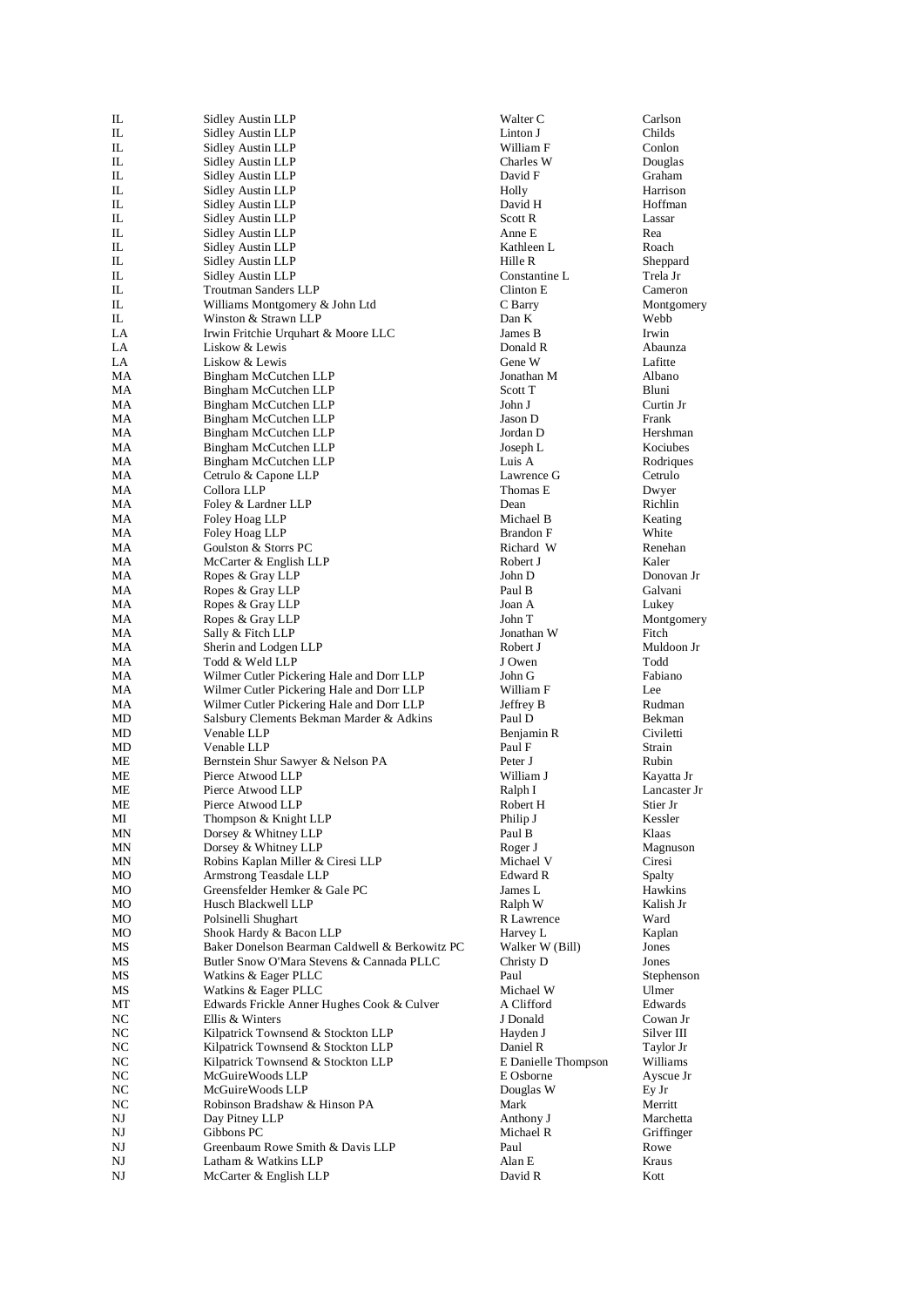| | | | |
|---|---|---|---|
| IL | Sidley Austin LLP | Walter C | Carlson |
| IL | Sidley Austin LLP | Linton J | Childs |
| IL | Sidley Austin LLP | William F | Conlon |
| IL | Sidley Austin LLP | Charles W | Douglas |
| IL | Sidley Austin LLP | David F | Graham |
| IL | Sidley Austin LLP | Holly | Harrison |
| IL | Sidley Austin LLP | David H | Hoffman |
| IL | Sidley Austin LLP | Scott R | Lassar |
| IL | Sidley Austin LLP | Anne E | Rea |
| IL | Sidley Austin LLP | Kathleen L | Roach |
| IL | Sidley Austin LLP | Hille R | Sheppard |
| IL | Sidley Austin LLP | Constantine L | Trela Jr |
| IL | Troutman Sanders LLP | Clinton E | Cameron |
| IL | Williams Montgomery & John Ltd | C Barry | Montgomery |
| IL | Winston & Strawn LLP | Dan K | Webb |
| LA | Irwin Fritchie Urquhart & Moore LLC | James B | Irwin |
| LA | Liskow & Lewis | Donald R | Abaunza |
| LA | Liskow & Lewis | Gene W | Lafitte |
| MA | Bingham McCutchen LLP | Jonathan M | Albano |
| MA | Bingham McCutchen LLP | Scott T | Bluni |
| MA | Bingham McCutchen LLP | John J | Curtin Jr |
| MA | Bingham McCutchen LLP | Jason D | Frank |
| MA | Bingham McCutchen LLP | Jordan D | Hershman |
| MA | Bingham McCutchen LLP | Joseph L | Kociubes |
| MA | Bingham McCutchen LLP | Luis A | Rodriques |
| MA | Cetrulo & Capone LLP | Lawrence G | Cetrulo |
| MA | Collora LLP | Thomas E | Dwyer |
| MA | Foley & Lardner LLP | Dean | Richlin |
| MA | Foley Hoag LLP | Michael B | Keating |
| MA | Foley Hoag LLP | Brandon F | White |
| MA | Goulston & Storrs PC | Richard W | Renehan |
| MA | McCarter & English LLP | Robert J | Kaler |
| MA | Ropes & Gray LLP | John D | Donovan Jr |
| MA | Ropes & Gray LLP | Paul B | Galvani |
| MA | Ropes & Gray LLP | Joan A | Lukey |
| MA | Ropes & Gray LLP | John T | Montgomery |
| MA | Sally & Fitch LLP | Jonathan W | Fitch |
| MA | Sherin and Lodgen LLP | Robert J | Muldoon Jr |
| MA | Todd & Weld LLP | J Owen | Todd |
| MA | Wilmer Cutler Pickering Hale and Dorr LLP | John G | Fabiano |
| MA | Wilmer Cutler Pickering Hale and Dorr LLP | William F | Lee |
| MA | Wilmer Cutler Pickering Hale and Dorr LLP | Jeffrey B | Rudman |
| MD | Salsbury Clements Bekman Marder & Adkins | Paul D | Bekman |
| MD | Venable LLP | Benjamin R | Civiletti |
| MD | Venable LLP | Paul F | Strain |
| ME | Bernstein Shur Sawyer & Nelson PA | Peter J | Rubin |
| ME | Pierce Atwood LLP | William J | Kayatta Jr |
| ME | Pierce Atwood LLP | Ralph I | Lancaster Jr |
| ME | Pierce Atwood LLP | Robert H | Stier Jr |
| MI | Thompson & Knight LLP | Philip J | Kessler |
| MN | Dorsey & Whitney LLP | Paul B | Klaas |
| MN | Dorsey & Whitney LLP | Roger J | Magnuson |
| MN | Robins Kaplan Miller & Ciresi LLP | Michael V | Ciresi |
| MO | Armstrong Teasdale LLP | Edward R | Spalty |
| MO | Greensfelder Hemker & Gale PC | James L | Hawkins |
| MO | Husch Blackwell LLP | Ralph W | Kalish Jr |
| MO | Polsinelli Shughart | R Lawrence | Ward |
| MO | Shook Hardy & Bacon LLP | Harvey L | Kaplan |
| MS | Baker Donelson Bearman Caldwell & Berkowitz PC | Walker W (Bill) | Jones |
| MS | Butler Snow O'Mara Stevens & Cannada PLLC | Christy D | Jones |
| MS | Watkins & Eager PLLC | Paul | Stephenson |
| MS | Watkins & Eager PLLC | Michael W | Ulmer |
| MT | Edwards Frickle Anner Hughes Cook & Culver | A Clifford | Edwards |
| NC | Ellis & Winters | J Donald | Cowan Jr |
| NC | Kilpatrick Townsend & Stockton LLP | Hayden J | Silver III |
| NC | Kilpatrick Townsend & Stockton LLP | Daniel R | Taylor Jr |
| NC | Kilpatrick Townsend & Stockton LLP | E Danielle Thompson | Williams |
| NC | McGuireWoods LLP | E Osborne | Ayscue Jr |
| NC | McGuireWoods LLP | Douglas W | Ey Jr |
| NC | Robinson Bradshaw & Hinson PA | Mark | Merritt |
| NJ | Day Pitney LLP | Anthony J | Marchetta |
| NJ | Gibbons PC | Michael R | Griffinger |
| NJ | Greenbaum Rowe Smith & Davis LLP | Paul | Rowe |
| NJ | Latham & Watkins LLP | Alan E | Kraus |
| NJ | McCarter & English LLP | David R | Kott |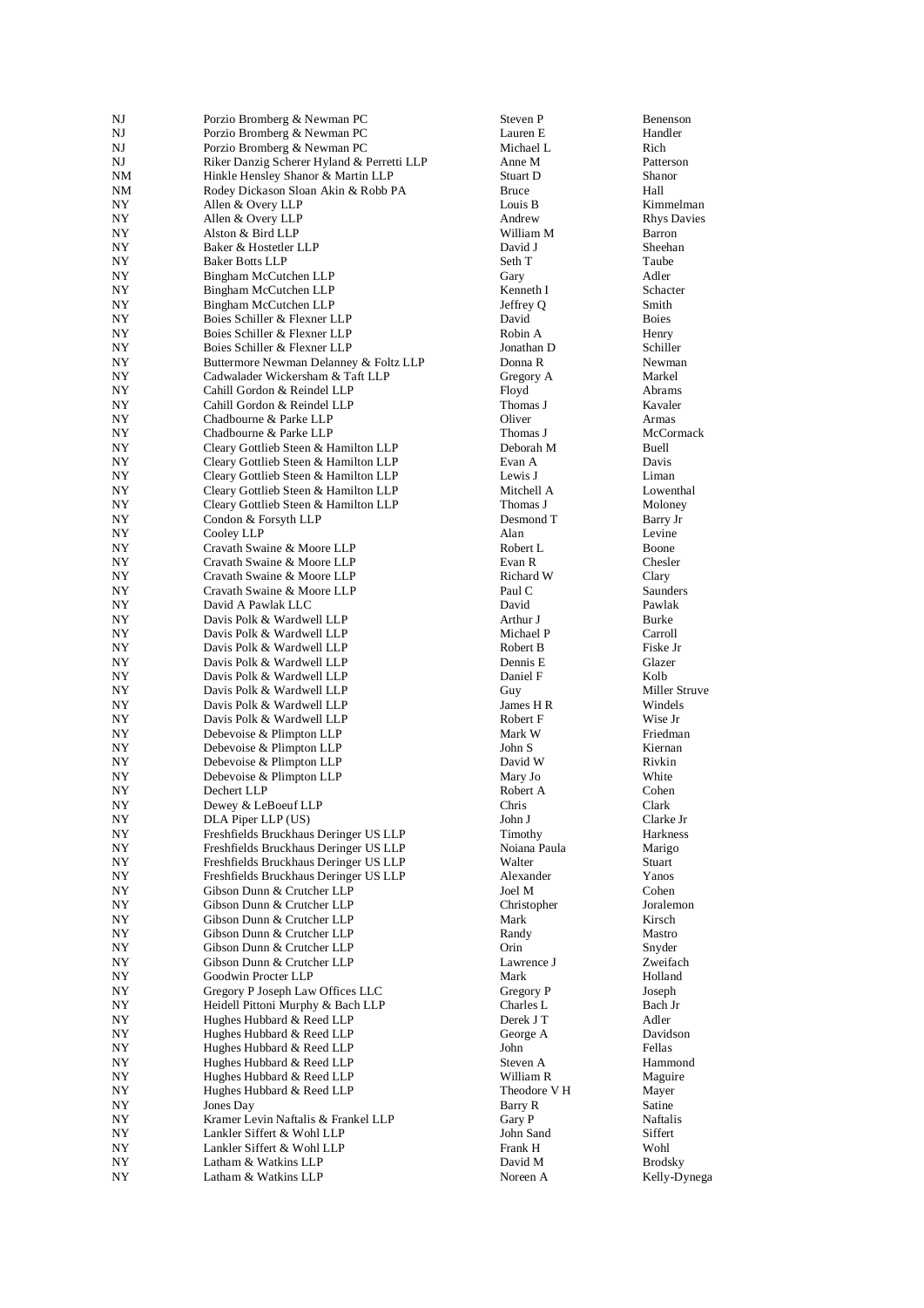| | | | |
|---|---|---|---|
| NJ | Porzio Bromberg & Newman PC | Steven P | Benenson |
| NJ | Porzio Bromberg & Newman PC | Lauren E | Handler |
| NJ | Porzio Bromberg & Newman PC | Michael L | Rich |
| NJ | Riker Danzig Scherer Hyland & Perretti LLP | Anne M | Patterson |
| NM | Hinkle Hensley Shanor & Martin LLP | Stuart D | Shanor |
| NM | Rodey Dickason Sloan Akin & Robb PA | Bruce | Hall |
| NY | Allen & Overy LLP | Louis B | Kimmelman |
| NY | Allen & Overy LLP | Andrew | Rhys Davies |
| NY | Alston & Bird LLP | William M | Barron |
| NY | Baker & Hostetler LLP | David J | Sheehan |
| NY | Baker Botts LLP | Seth T | Taube |
| NY | Bingham McCutchen LLP | Gary | Adler |
| NY | Bingham McCutchen LLP | Kenneth I | Schacter |
| NY | Bingham McCutchen LLP | Jeffrey Q | Smith |
| NY | Boies Schiller & Flexner LLP | David | Boies |
| NY | Boies Schiller & Flexner LLP | Robin A | Henry |
| NY | Boies Schiller & Flexner LLP | Jonathan D | Schiller |
| NY | Buttermore Newman Delanney & Foltz LLP | Donna R | Newman |
| NY | Cadwalader Wickersham & Taft LLP | Gregory A | Markel |
| NY | Cahill Gordon & Reindel LLP | Floyd | Abrams |
| NY | Cahill Gordon & Reindel LLP | Thomas J | Kavaler |
| NY | Chadbourne & Parke LLP | Oliver | Armas |
| NY | Chadbourne & Parke LLP | Thomas J | McCormack |
| NY | Cleary Gottlieb Steen & Hamilton LLP | Deborah M | Buell |
| NY | Cleary Gottlieb Steen & Hamilton LLP | Evan A | Davis |
| NY | Cleary Gottlieb Steen & Hamilton LLP | Lewis J | Liman |
| NY | Cleary Gottlieb Steen & Hamilton LLP | Mitchell A | Lowenthal |
| NY | Cleary Gottlieb Steen & Hamilton LLP | Thomas J | Moloney |
| NY | Condon & Forsyth LLP | Desmond T | Barry Jr |
| NY | Cooley LLP | Alan | Levine |
| NY | Cravath Swaine & Moore LLP | Robert L | Boone |
| NY | Cravath Swaine & Moore LLP | Evan R | Chesler |
| NY | Cravath Swaine & Moore LLP | Richard W | Clary |
| NY | Cravath Swaine & Moore LLP | Paul C | Saunders |
| NY | David A Pawlak LLC | David | Pawlak |
| NY | Davis Polk & Wardwell LLP | Arthur J | Burke |
| NY | Davis Polk & Wardwell LLP | Michael P | Carroll |
| NY | Davis Polk & Wardwell LLP | Robert B | Fiske Jr |
| NY | Davis Polk & Wardwell LLP | Dennis E | Glazer |
| NY | Davis Polk & Wardwell LLP | Daniel F | Kolb |
| NY | Davis Polk & Wardwell LLP | Guy | Miller Struve |
| NY | Davis Polk & Wardwell LLP | James H R | Windels |
| NY | Davis Polk & Wardwell LLP | Robert F | Wise Jr |
| NY | Debevoise & Plimpton LLP | Mark W | Friedman |
| NY | Debevoise & Plimpton LLP | John S | Kiernan |
| NY | Debevoise & Plimpton LLP | David W | Rivkin |
| NY | Debevoise & Plimpton LLP | Mary Jo | White |
| NY | Dechert LLP | Robert A | Cohen |
| NY | Dewey & LeBoeuf LLP | Chris | Clark |
| NY | DLA Piper LLP (US) | John J | Clarke Jr |
| NY | Freshfields Bruckhaus Deringer US LLP | Timothy | Harkness |
| NY | Freshfields Bruckhaus Deringer US LLP | Noiana Paula | Marigo |
| NY | Freshfields Bruckhaus Deringer US LLP | Walter | Stuart |
| NY | Freshfields Bruckhaus Deringer US LLP | Alexander | Yanos |
| NY | Gibson Dunn & Crutcher LLP | Joel M | Cohen |
| NY | Gibson Dunn & Crutcher LLP | Christopher | Joralemon |
| NY | Gibson Dunn & Crutcher LLP | Mark | Kirsch |
| NY | Gibson Dunn & Crutcher LLP | Randy | Mastro |
| NY | Gibson Dunn & Crutcher LLP | Orin | Snyder |
| NY | Gibson Dunn & Crutcher LLP | Lawrence J | Zweifach |
| NY | Goodwin Procter LLP | Mark | Holland |
| NY | Gregory P Joseph Law Offices LLC | Gregory P | Joseph |
| NY | Heidell Pittoni Murphy & Bach LLP | Charles L | Bach Jr |
| NY | Hughes Hubbard & Reed LLP | Derek J T | Adler |
| NY | Hughes Hubbard & Reed LLP | George A | Davidson |
| NY | Hughes Hubbard & Reed LLP | John | Fellas |
| NY | Hughes Hubbard & Reed LLP | Steven A | Hammond |
| NY | Hughes Hubbard & Reed LLP | William R | Maguire |
| NY | Hughes Hubbard & Reed LLP | Theodore V H | Mayer |
| NY | Jones Day | Barry R | Satine |
| NY | Kramer Levin Naftalis & Frankel LLP | Gary P | Naftalis |
| NY | Lankler Siffert & Wohl LLP | John Sand | Siffert |
| NY | Lankler Siffert & Wohl LLP | Frank H | Wohl |
| NY | Latham & Watkins LLP | David M | Brodsky |
| NY | Latham & Watkins LLP | Noreen A | Kelly-Dynega |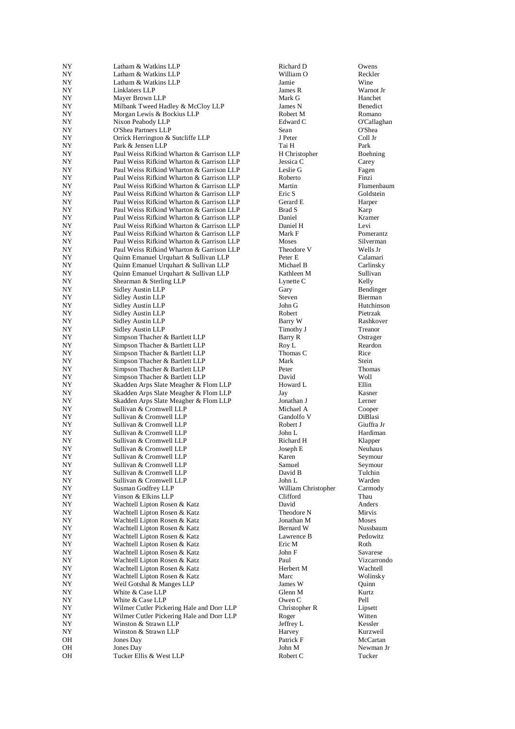| | | | |
|---|---|---|---|
| NY | Latham & Watkins LLP | Richard D | Owens |
| NY | Latham & Watkins LLP | William O | Reckler |
| NY | Latham & Watkins LLP | Jamie | Wine |
| NY | Linklaters LLP | James R | Warnot Jr |
| NY | Mayer Brown LLP | Mark G | Hanchet |
| NY | Milbank Tweed Hadley & McCloy LLP | James N | Benedict |
| NY | Morgan Lewis & Bockius LLP | Robert M | Romano |
| NY | Nixon Peabody LLP | Edward C | O'Callaghan |
| NY | O'Shea Partners LLP | Sean | O'Shea |
| NY | Orrick Herrington & Sutcliffe LLP | J Peter | Coll Jr |
| NY | Park & Jensen LLP | Tai H | Park |
| NY | Paul Weiss Rifkind Wharton & Garrison LLP | H Christopher | Boehning |
| NY | Paul Weiss Rifkind Wharton & Garrison LLP | Jessica C | Carey |
| NY | Paul Weiss Rifkind Wharton & Garrison LLP | Leslie G | Fagen |
| NY | Paul Weiss Rifkind Wharton & Garrison LLP | Roberto | Finzi |
| NY | Paul Weiss Rifkind Wharton & Garrison LLP | Martin | Flumenbaum |
| NY | Paul Weiss Rifkind Wharton & Garrison LLP | Eric S | Goldstein |
| NY | Paul Weiss Rifkind Wharton & Garrison LLP | Gerard E | Harper |
| NY | Paul Weiss Rifkind Wharton & Garrison LLP | Brad S | Karp |
| NY | Paul Weiss Rifkind Wharton & Garrison LLP | Daniel | Kramer |
| NY | Paul Weiss Rifkind Wharton & Garrison LLP | Daniel H | Levi |
| NY | Paul Weiss Rifkind Wharton & Garrison LLP | Mark F | Pomerantz |
| NY | Paul Weiss Rifkind Wharton & Garrison LLP | Moses | Silverman |
| NY | Paul Weiss Rifkind Wharton & Garrison LLP | Theodore V | Wells Jr |
| NY | Quinn Emanuel Urquhart & Sullivan LLP | Peter E | Calamari |
| NY | Quinn Emanuel Urquhart & Sullivan LLP | Michael B | Carlinsky |
| NY | Quinn Emanuel Urquhart & Sullivan LLP | Kathleen M | Sullivan |
| NY | Shearman & Sterling LLP | Lynette C | Kelly |
| NY | Sidley Austin LLP | Gary | Bendinger |
| NY | Sidley Austin LLP | Steven | Bierman |
| NY | Sidley Austin LLP | John G | Hutchinson |
| NY | Sidley Austin LLP | Robert | Pietrzak |
| NY | Sidley Austin LLP | Barry W | Rashkover |
| NY | Sidley Austin LLP | Timothy J | Treanor |
| NY | Simpson Thacher & Bartlett LLP | Barry R | Ostrager |
| NY | Simpson Thacher & Bartlett LLP | Roy L | Reardon |
| NY | Simpson Thacher & Bartlett LLP | Thomas C | Rice |
| NY | Simpson Thacher & Bartlett LLP | Mark | Stein |
| NY | Simpson Thacher & Bartlett LLP | Peter | Thomas |
| NY | Simpson Thacher & Bartlett LLP | David | Woll |
| NY | Skadden Arps Slate Meagher & Flom LLP | Howard L | Ellin |
| NY | Skadden Arps Slate Meagher & Flom LLP | Jay | Kasner |
| NY | Skadden Arps Slate Meagher & Flom LLP | Jonathan J | Lerner |
| NY | Sullivan & Cromwell LLP | Michael A | Cooper |
| NY | Sullivan & Cromwell LLP | Gandolfo V | DiBlasi |
| NY | Sullivan & Cromwell LLP | Robert J | Giuffra Jr |
| NY | Sullivan & Cromwell LLP | John L | Hardiman |
| NY | Sullivan & Cromwell LLP | Richard H | Klapper |
| NY | Sullivan & Cromwell LLP | Joseph E | Neuhaus |
| NY | Sullivan & Cromwell LLP | Karen | Seymour |
| NY | Sullivan & Cromwell LLP | Samuel | Seymour |
| NY | Sullivan & Cromwell LLP | David B | Tulchin |
| NY | Sullivan & Cromwell LLP | John L | Warden |
| NY | Susman Godfrey LLP | William Christopher | Carmody |
| NY | Vinson & Elkins LLP | Clifford | Thau |
| NY | Wachtell Lipton Rosen & Katz | David | Anders |
| NY | Wachtell Lipton Rosen & Katz | Theodore N | Mirvis |
| NY | Wachtell Lipton Rosen & Katz | Jonathan M | Moses |
| NY | Wachtell Lipton Rosen & Katz | Bernard W | Nussbaum |
| NY | Wachtell Lipton Rosen & Katz | Lawrence B | Pedowitz |
| NY | Wachtell Lipton Rosen & Katz | Eric M | Roth |
| NY | Wachtell Lipton Rosen & Katz | John F | Savarese |
| NY | Wachtell Lipton Rosen & Katz | Paul | Vizcarrondo |
| NY | Wachtell Lipton Rosen & Katz | Herbert M | Wachtell |
| NY | Wachtell Lipton Rosen & Katz | Marc | Wolinsky |
| NY | Weil Gotshal & Manges LLP | James W | Quinn |
| NY | White & Case LLP | Glenn M | Kurtz |
| NY | White & Case LLP | Owen C | Pell |
| NY | Wilmer Cutler Pickering Hale and Dorr LLP | Christopher R | Lipsett |
| NY | Wilmer Cutler Pickering Hale and Dorr LLP | Roger | Witten |
| NY | Winston & Strawn LLP | Jeffrey L | Kessler |
| NY | Winston & Strawn LLP | Harvey | Kurzweil |
| OH | Jones Day | Patrick F | McCartan |
| OH | Jones Day | John M | Newman Jr |
| OH | Tucker Ellis & West LLP | Robert C | Tucker |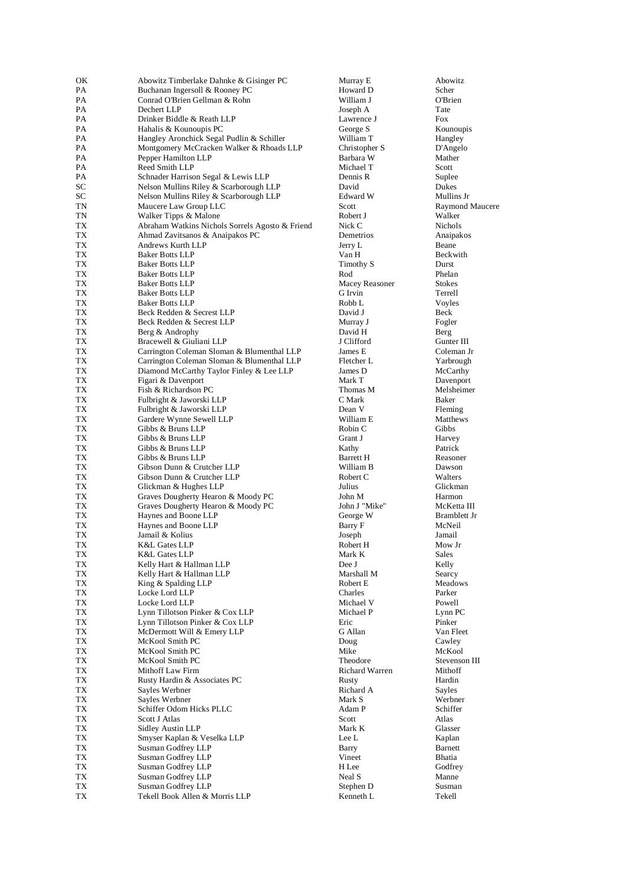| | | | |
|---|---|---|---|
| OK | Abowitz Timberlake Dahnke & Gisinger PC | Murray E | Abowitz |
| PA | Buchanan Ingersoll & Rooney PC | Howard D | Scher |
| PA | Conrad O'Brien Gellman & Rohn | William J | O'Brien |
| PA | Dechert LLP | Joseph A | Tate |
| PA | Drinker Biddle & Reath LLP | Lawrence J | Fox |
| PA | Hahalis & Kounoupis PC | George S | Kounoupis |
| PA | Hangley Aronchick Segal Pudlin & Schiller | William T | Hangley |
| PA | Montgomery McCracken Walker & Rhoads LLP | Christopher S | D'Angelo |
| PA | Pepper Hamilton LLP | Barbara W | Mather |
| PA | Reed Smith LLP | Michael T | Scott |
| PA | Schnader Harrison Segal & Lewis LLP | Dennis R | Suplee |
| SC | Nelson Mullins Riley & Scarborough LLP | David | Dukes |
| SC | Nelson Mullins Riley & Scarborough LLP | Edward W | Mullins Jr |
| TN | Maucere Law Group LLC | Scott | Raymond Maucere |
| TN | Walker Tipps & Malone | Robert J | Walker |
| TX | Abraham Watkins Nichols Sorrels Agosto & Friend | Nick C | Nichols |
| TX | Ahmad Zavitsanos & Anaipakos PC | Demetrios | Anaipakos |
| TX | Andrews Kurth LLP | Jerry L | Beane |
| TX | Baker Botts LLP | Van H | Beckwith |
| TX | Baker Botts LLP | Timothy S | Durst |
| TX | Baker Botts LLP | Rod | Phelan |
| TX | Baker Botts LLP | Macey Reasoner | Stokes |
| TX | Baker Botts LLP | G Irvin | Terrell |
| TX | Baker Botts LLP | Robb L | Voyles |
| TX | Beck Redden & Secrest LLP | David J | Beck |
| TX | Beck Redden & Secrest LLP | Murray J | Fogler |
| TX | Berg & Androphy | David H | Berg |
| TX | Bracewell & Giuliani LLP | J Clifford | Gunter III |
| TX | Carrington Coleman Sloman & Blumenthal LLP | James E | Coleman Jr |
| TX | Carrington Coleman Sloman & Blumenthal LLP | Fletcher L | Yarbrough |
| TX | Diamond McCarthy Taylor Finley & Lee LLP | James D | McCarthy |
| TX | Figari & Davenport | Mark T | Davenport |
| TX | Fish & Richardson PC | Thomas M | Melsheimer |
| TX | Fulbright & Jaworski LLP | C Mark | Baker |
| TX | Fulbright & Jaworski LLP | Dean V | Fleming |
| TX | Gardere Wynne Sewell LLP | William E | Matthews |
| TX | Gibbs & Bruns LLP | Robin C | Gibbs |
| TX | Gibbs & Bruns LLP | Grant J | Harvey |
| TX | Gibbs & Bruns LLP | Kathy | Patrick |
| TX | Gibbs & Bruns LLP | Barrett H | Reasoner |
| TX | Gibson Dunn & Crutcher LLP | William B | Dawson |
| TX | Gibson Dunn & Crutcher LLP | Robert C | Walters |
| TX | Glickman & Hughes LLP | Julius | Glickman |
| TX | Graves Dougherty Hearon & Moody PC | John M | Harmon |
| TX | Graves Dougherty Hearon & Moody PC | John J "Mike" | McKetta III |
| TX | Haynes and Boone LLP | George W | Bramblett Jr |
| TX | Haynes and Boone LLP | Barry F | McNeil |
| TX | Jamail & Kolius | Joseph | Jamail |
| TX | K&L Gates LLP | Robert H | Mow Jr |
| TX | K&L Gates LLP | Mark K | Sales |
| TX | Kelly Hart & Hallman LLP | Dee J | Kelly |
| TX | Kelly Hart & Hallman LLP | Marshall M | Searcy |
| TX | King & Spalding LLP | Robert E | Meadows |
| TX | Locke Lord LLP | Charles | Parker |
| TX | Locke Lord LLP | Michael V | Powell |
| TX | Lynn Tillotson Pinker & Cox LLP | Michael P | Lynn PC |
| TX | Lynn Tillotson Pinker & Cox LLP | Eric | Pinker |
| TX | McDermott Will & Emery LLP | G Allan | Van Fleet |
| TX | McKool Smith PC | Doug | Cawley |
| TX | McKool Smith PC | Mike | McKool |
| TX | McKool Smith PC | Theodore | Stevenson III |
| TX | Mithoff Law Firm | Richard Warren | Mithoff |
| TX | Rusty Hardin & Associates PC | Rusty | Hardin |
| TX | Sayles Werbner | Richard A | Sayles |
| TX | Sayles Werbner | Mark S | Werbner |
| TX | Schiffer Odom Hicks PLLC | Adam P | Schiffer |
| TX | Scott J Atlas | Scott | Atlas |
| TX | Sidley Austin LLP | Mark K | Glasser |
| TX | Smyser Kaplan & Veselka LLP | Lee L | Kaplan |
| TX | Susman Godfrey LLP | Barry | Barnett |
| TX | Susman Godfrey LLP | Vineet | Bhatia |
| TX | Susman Godfrey LLP | H Lee | Godfrey |
| TX | Susman Godfrey LLP | Neal S | Manne |
| TX | Susman Godfrey LLP | Stephen D | Susman |
| TX | Tekell Book Allen & Morris LLP | Kenneth L | Tekell |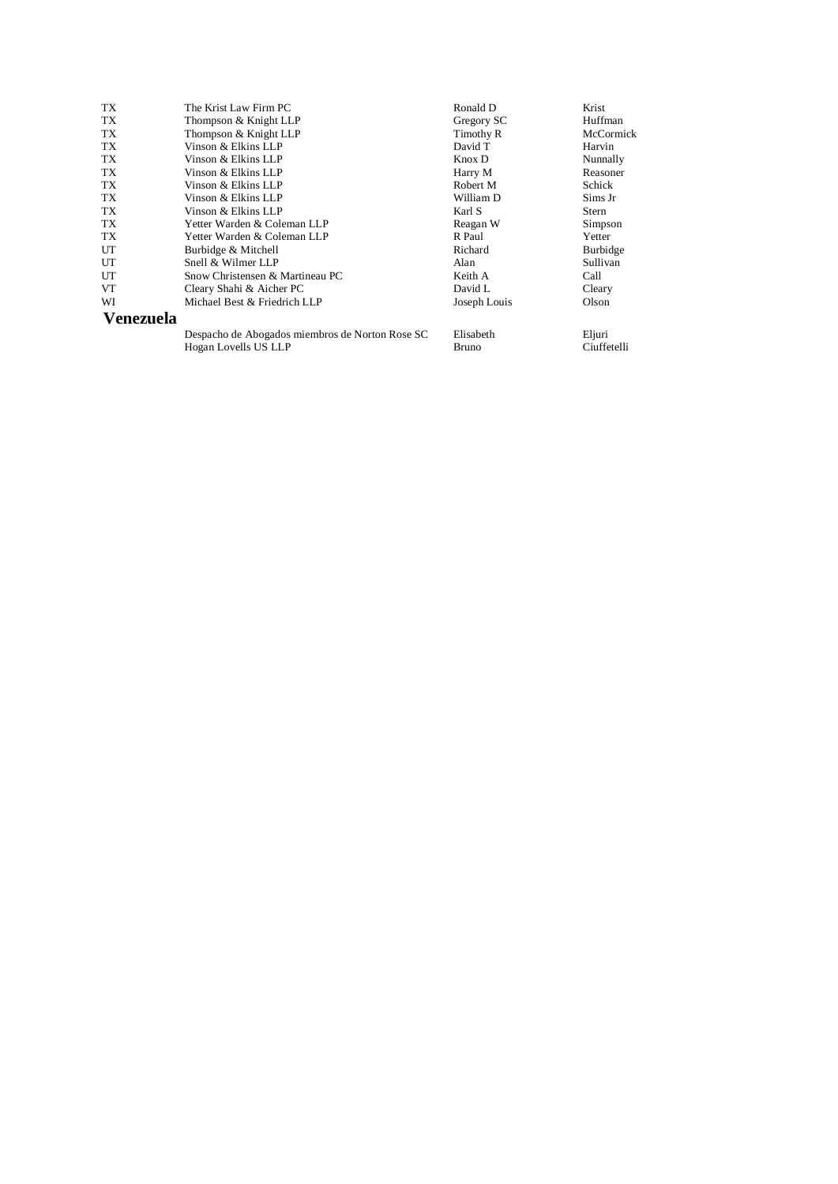| | | | |
|---|---|---|---|
| TX | The Krist Law Firm PC | Ronald D | Krist |
| TX | Thompson & Knight LLP | Gregory SC | Huffman |
| TX | Thompson & Knight LLP | Timothy R | McCormick |
| TX | Vinson & Elkins LLP | David T | Harvin |
| TX | Vinson & Elkins LLP | Knox D | Nunnally |
| TX | Vinson & Elkins LLP | Harry M | Reasoner |
| TX | Vinson & Elkins LLP | Robert M | Schick |
| TX | Vinson & Elkins LLP | William D | Sims Jr |
| TX | Vinson & Elkins LLP | Karl S | Stern |
| TX | Yetter Warden & Coleman LLP | Reagan W | Simpson |
| TX | Yetter Warden & Coleman LLP | R Paul | Yetter |
| UT | Burbidge & Mitchell | Richard | Burbidge |
| UT | Snell & Wilmer LLP | Alan | Sullivan |
| UT | Snow Christensen & Martineau PC | Keith A | Call |
| VT | Cleary Shahi & Aicher PC | David L | Cleary |
| WI | Michael Best & Friedrich LLP | Joseph Louis | Olson |

## Venezuela

| | | | |
|---|---|---|---|
| | Despacho de Abogados miembros de Norton Rose SC | Elisabeth | Eljuri |
| | Hogan Lovells US LLP | Bruno | Ciuffetelli |